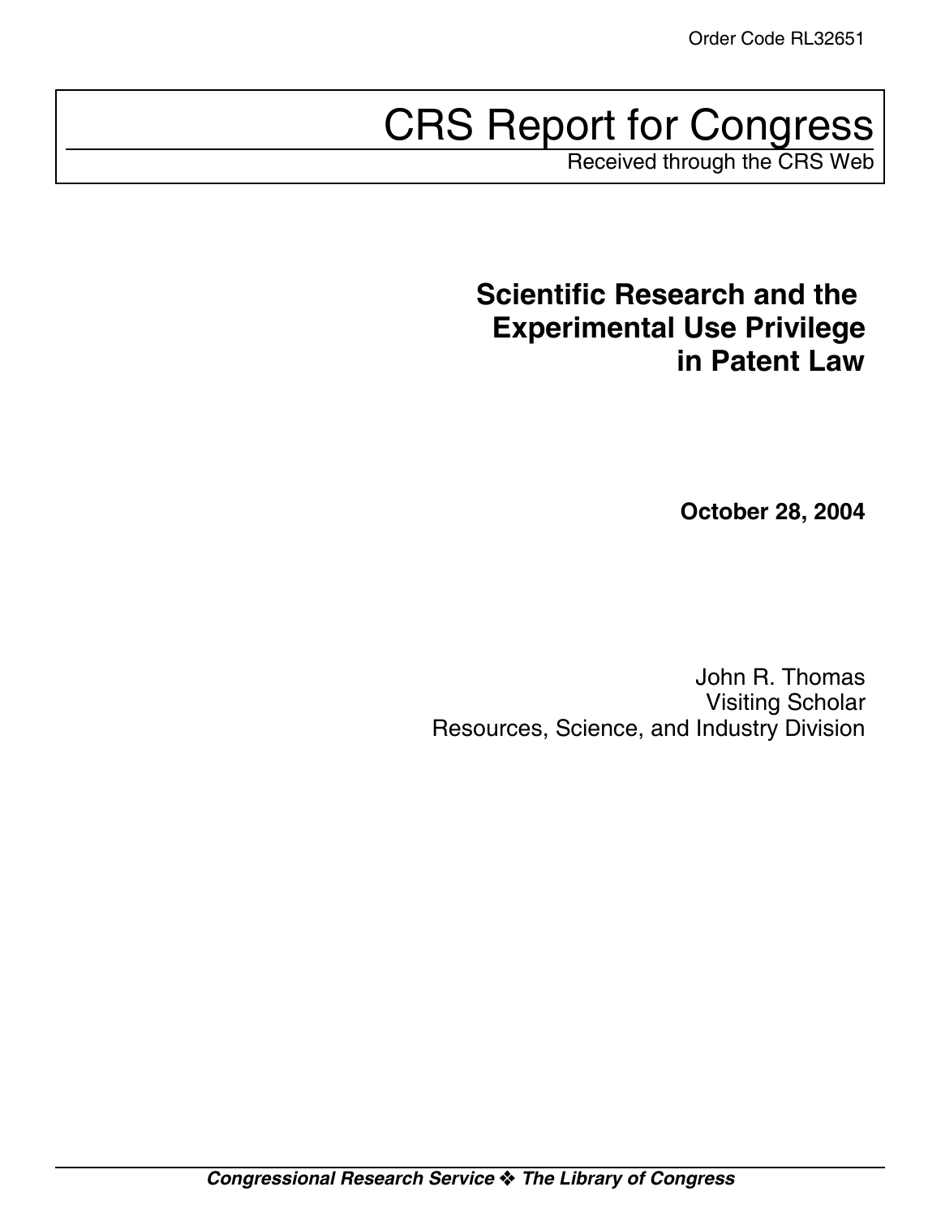Order Code RL32651

# CRS Report for Congress

Received through the CRS Web

## Scientific Research and the Experimental Use Privilege in Patent Law

**October 28, 2004**

John R. Thomas
Visiting Scholar
Resources, Science, and Industry Division

***Congressional Research Service ❖ The Library of Congress***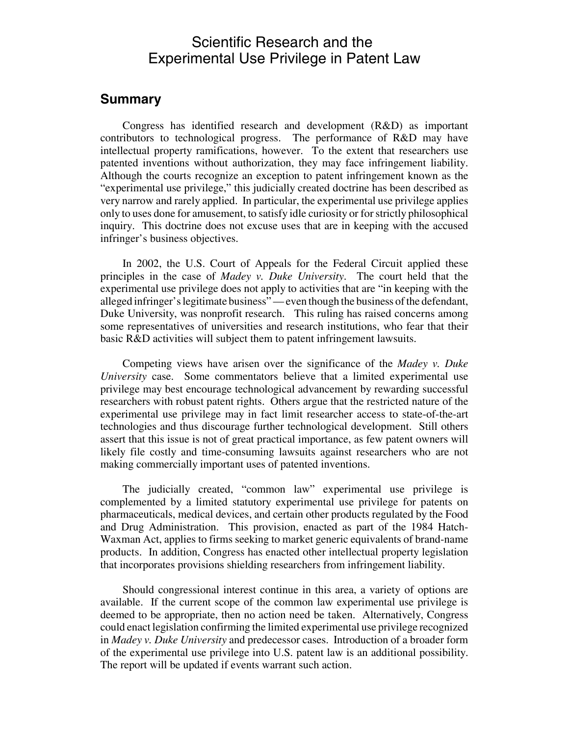# Scientific Research and the Experimental Use Privilege in Patent Law

## Summary

Congress has identified research and development (R&D) as important contributors to technological progress. The performance of R&D may have intellectual property ramifications, however. To the extent that researchers use patented inventions without authorization, they may face infringement liability. Although the courts recognize an exception to patent infringement known as the "experimental use privilege," this judicially created doctrine has been described as very narrow and rarely applied. In particular, the experimental use privilege applies only to uses done for amusement, to satisfy idle curiosity or for strictly philosophical inquiry. This doctrine does not excuse uses that are in keeping with the accused infringer's business objectives.

In 2002, the U.S. Court of Appeals for the Federal Circuit applied these principles in the case of *Madey v. Duke University*. The court held that the experimental use privilege does not apply to activities that are "in keeping with the alleged infringer's legitimate business" — even though the business of the defendant, Duke University, was nonprofit research. This ruling has raised concerns among some representatives of universities and research institutions, who fear that their basic R&D activities will subject them to patent infringement lawsuits.

Competing views have arisen over the significance of the *Madey v. Duke University* case. Some commentators believe that a limited experimental use privilege may best encourage technological advancement by rewarding successful researchers with robust patent rights. Others argue that the restricted nature of the experimental use privilege may in fact limit researcher access to state-of-the-art technologies and thus discourage further technological development. Still others assert that this issue is not of great practical importance, as few patent owners will likely file costly and time-consuming lawsuits against researchers who are not making commercially important uses of patented inventions.

The judicially created, "common law" experimental use privilege is complemented by a limited statutory experimental use privilege for patents on pharmaceuticals, medical devices, and certain other products regulated by the Food and Drug Administration. This provision, enacted as part of the 1984 Hatch-Waxman Act, applies to firms seeking to market generic equivalents of brand-name products. In addition, Congress has enacted other intellectual property legislation that incorporates provisions shielding researchers from infringement liability.

Should congressional interest continue in this area, a variety of options are available. If the current scope of the common law experimental use privilege is deemed to be appropriate, then no action need be taken. Alternatively, Congress could enact legislation confirming the limited experimental use privilege recognized in *Madey v. Duke University* and predecessor cases. Introduction of a broader form of the experimental use privilege into U.S. patent law is an additional possibility. The report will be updated if events warrant such action.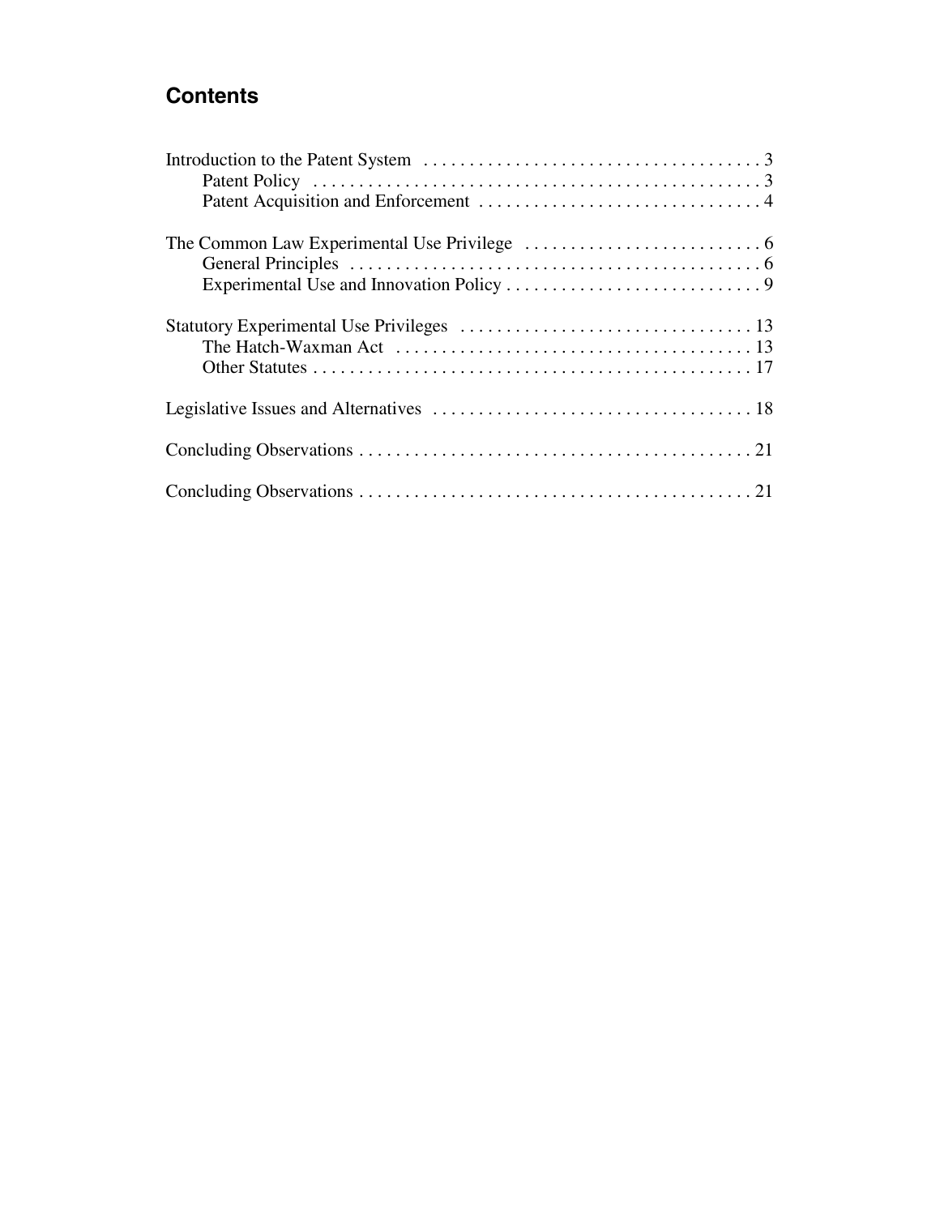## Contents

Introduction to the Patent System . . . . . . . . . . . . . . . . . . . . . . . . . . . . . . . . . . . . . 3
    Patent Policy . . . . . . . . . . . . . . . . . . . . . . . . . . . . . . . . . . . . . . . . . . . . . . . . . 3
    Patent Acquisition and Enforcement . . . . . . . . . . . . . . . . . . . . . . . . . . . . . . . . 4

The Common Law Experimental Use Privilege . . . . . . . . . . . . . . . . . . . . . . . . . . 6
    General Principles . . . . . . . . . . . . . . . . . . . . . . . . . . . . . . . . . . . . . . . . . . . . . 6
    Experimental Use and Innovation Policy . . . . . . . . . . . . . . . . . . . . . . . . . . . . 9

Statutory Experimental Use Privileges . . . . . . . . . . . . . . . . . . . . . . . . . . . . . . . . 13
    The Hatch-Waxman Act . . . . . . . . . . . . . . . . . . . . . . . . . . . . . . . . . . . . . . . . 13
    Other Statutes . . . . . . . . . . . . . . . . . . . . . . . . . . . . . . . . . . . . . . . . . . . . . . . . 17

Legislative Issues and Alternatives . . . . . . . . . . . . . . . . . . . . . . . . . . . . . . . . . . . 18

Concluding Observations . . . . . . . . . . . . . . . . . . . . . . . . . . . . . . . . . . . . . . . . . . . 21

Concluding Observations . . . . . . . . . . . . . . . . . . . . . . . . . . . . . . . . . . . . . . . . . . . 21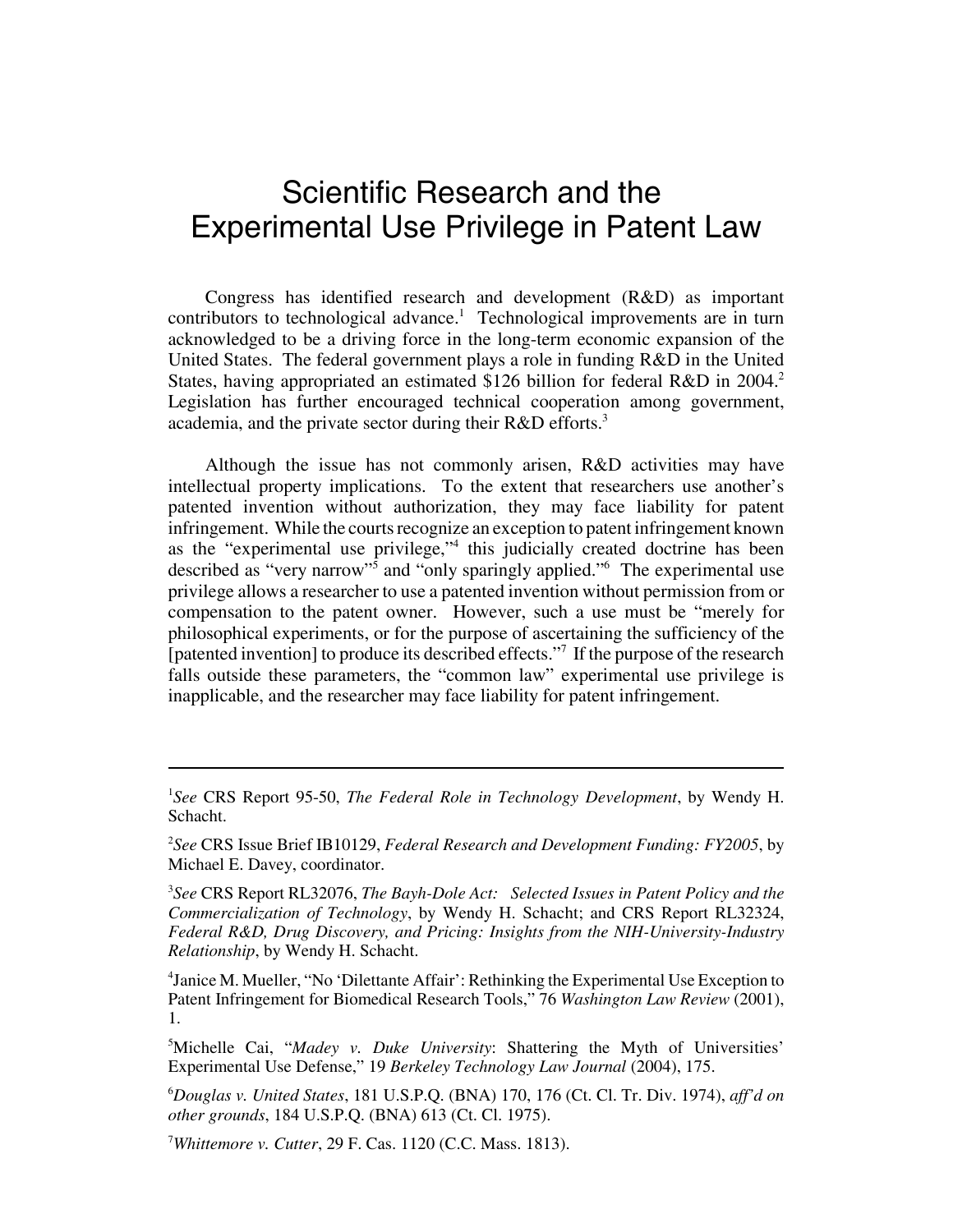# Scientific Research and the Experimental Use Privilege in Patent Law

Congress has identified research and development (R&D) as important contributors to technological advance.[1] Technological improvements are in turn acknowledged to be a driving force in the long-term economic expansion of the United States. The federal government plays a role in funding R&D in the United States, having appropriated an estimated $126 billion for federal R&D in 2004.[2] Legislation has further encouraged technical cooperation among government, academia, and the private sector during their R&D efforts.[3]

Although the issue has not commonly arisen, R&D activities may have intellectual property implications. To the extent that researchers use another's patented invention without authorization, they may face liability for patent infringement. While the courts recognize an exception to patent infringement known as the "experimental use privilege,"[4] this judicially created doctrine has been described as "very narrow"[5] and "only sparingly applied."[6] The experimental use privilege allows a researcher to use a patented invention without permission from or compensation to the patent owner. However, such a use must be "merely for philosophical experiments, or for the purpose of ascertaining the sufficiency of the [patented invention] to produce its described effects."[7] If the purpose of the research falls outside these parameters, the "common law" experimental use privilege is inapplicable, and the researcher may face liability for patent infringement.

---

[1] *See* CRS Report 95-50, *The Federal Role in Technology Development*, by Wendy H. Schacht.

[2] *See* CRS Issue Brief IB10129, *Federal Research and Development Funding: FY2005*, by Michael E. Davey, coordinator.

[3] *See* CRS Report RL32076, *The Bayh-Dole Act: Selected Issues in Patent Policy and the Commercialization of Technology*, by Wendy H. Schacht; and CRS Report RL32324, *Federal R&D, Drug Discovery, and Pricing: Insights from the NIH-University-Industry Relationship*, by Wendy H. Schacht.

[4] Janice M. Mueller, "No 'Dilettante Affair': Rethinking the Experimental Use Exception to Patent Infringement for Biomedical Research Tools," 76 *Washington Law Review* (2001), 1.

[5] Michelle Cai, "*Madey v. Duke University*: Shattering the Myth of Universities' Experimental Use Defense," 19 *Berkeley Technology Law Journal* (2004), 175.

[6] *Douglas v. United States*, 181 U.S.P.Q. (BNA) 170, 176 (Ct. Cl. Tr. Div. 1974), *aff'd on other grounds*, 184 U.S.P.Q. (BNA) 613 (Ct. Cl. 1975).

[7] *Whittemore v. Cutter*, 29 F. Cas. 1120 (C.C. Mass. 1813).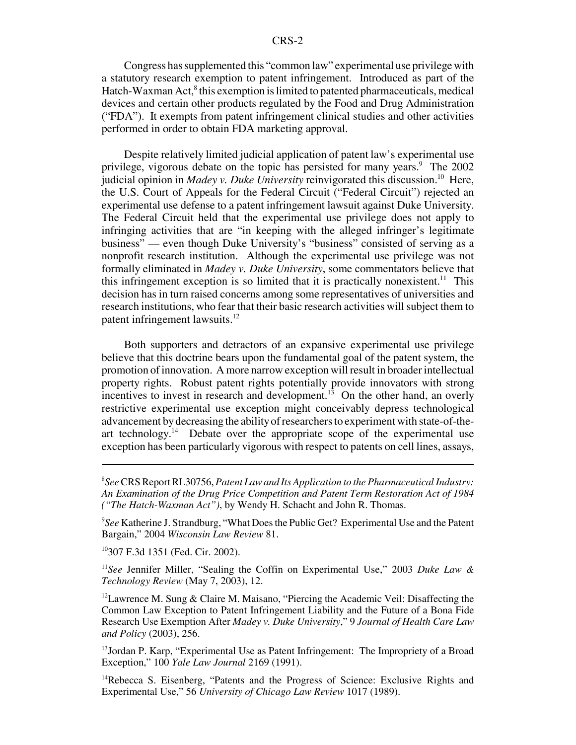Congress has supplemented this "common law" experimental use privilege with a statutory research exemption to patent infringement. Introduced as part of the Hatch-Waxman Act,[8] this exemption is limited to patented pharmaceuticals, medical devices and certain other products regulated by the Food and Drug Administration ("FDA"). It exempts from patent infringement clinical studies and other activities performed in order to obtain FDA marketing approval.

Despite relatively limited judicial application of patent law's experimental use privilege, vigorous debate on the topic has persisted for many years.[9] The 2002 judicial opinion in *Madey v. Duke University* reinvigorated this discussion.[10] Here, the U.S. Court of Appeals for the Federal Circuit ("Federal Circuit") rejected an experimental use defense to a patent infringement lawsuit against Duke University. The Federal Circuit held that the experimental use privilege does not apply to infringing activities that are "in keeping with the alleged infringer's legitimate business" — even though Duke University's "business" consisted of serving as a nonprofit research institution. Although the experimental use privilege was not formally eliminated in *Madey v. Duke University*, some commentators believe that this infringement exception is so limited that it is practically nonexistent.[11] This decision has in turn raised concerns among some representatives of universities and research institutions, who fear that their basic research activities will subject them to patent infringement lawsuits.[12]

Both supporters and detractors of an expansive experimental use privilege believe that this doctrine bears upon the fundamental goal of the patent system, the promotion of innovation. A more narrow exception will result in broader intellectual property rights. Robust patent rights potentially provide innovators with strong incentives to invest in research and development.[13] On the other hand, an overly restrictive experimental use exception might conceivably depress technological advancement by decreasing the ability of researchers to experiment with state-of-the-art technology.[14] Debate over the appropriate scope of the experimental use exception has been particularly vigorous with respect to patents on cell lines, assays,

---

[8] *See* CRS Report RL30756, *Patent Law and Its Application to the Pharmaceutical Industry: An Examination of the Drug Price Competition and Patent Term Restoration Act of 1984 ("The Hatch-Waxman Act")*, by Wendy H. Schacht and John R. Thomas.

[9] *See* Katherine J. Strandburg, "What Does the Public Get? Experimental Use and the Patent Bargain," 2004 *Wisconsin Law Review* 81.

[10] 307 F.3d 1351 (Fed. Cir. 2002).

[11] *See* Jennifer Miller, "Sealing the Coffin on Experimental Use," 2003 *Duke Law & Technology Review* (May 7, 2003), 12.

[12] Lawrence M. Sung & Claire M. Maisano, "Piercing the Academic Veil: Disaffecting the Common Law Exception to Patent Infringement Liability and the Future of a Bona Fide Research Use Exemption After *Madey v. Duke University*," 9 *Journal of Health Care Law and Policy* (2003), 256.

[13] Jordan P. Karp, "Experimental Use as Patent Infringement: The Impropriety of a Broad Exception," 100 *Yale Law Journal* 2169 (1991).

[14] Rebecca S. Eisenberg, "Patents and the Progress of Science: Exclusive Rights and Experimental Use," 56 *University of Chicago Law Review* 1017 (1989).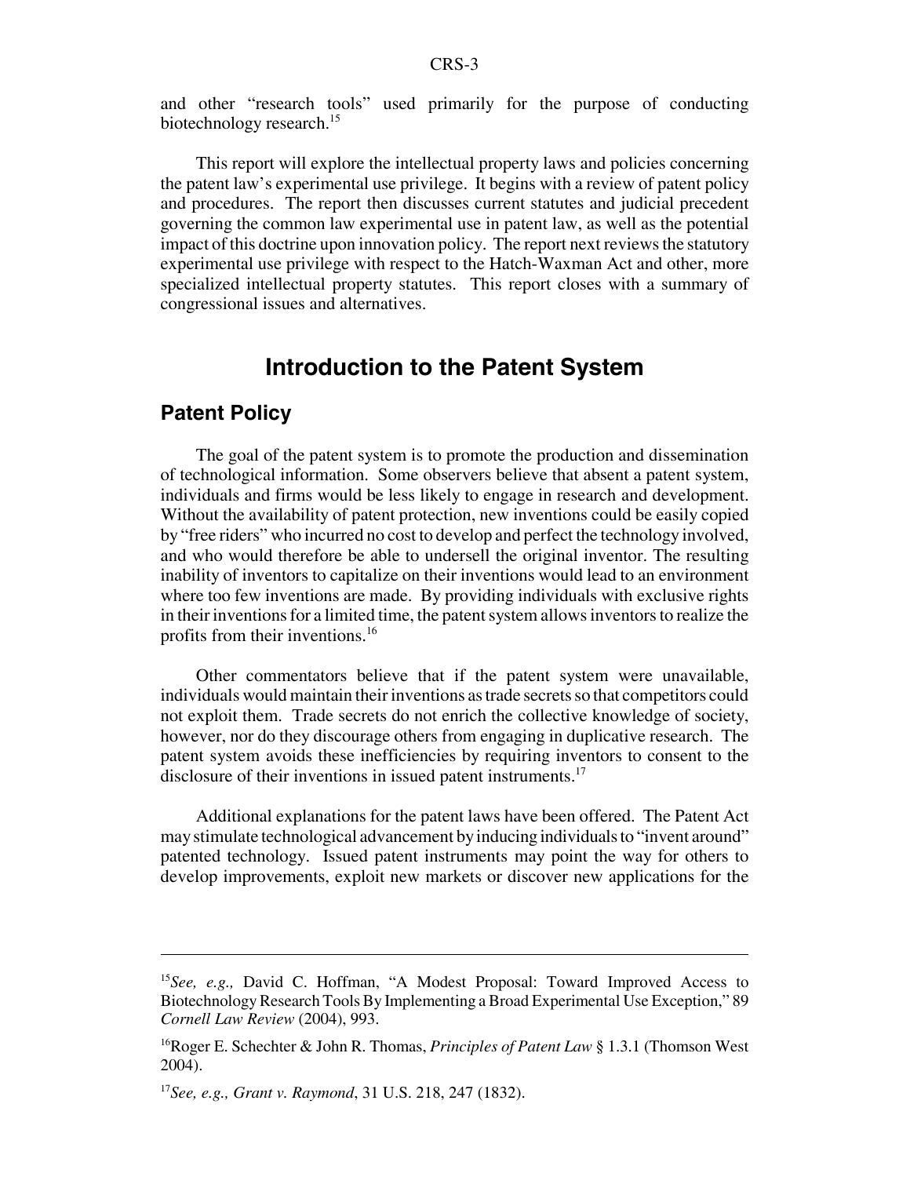and other "research tools" used primarily for the purpose of conducting biotechnology research.[15]

This report will explore the intellectual property laws and policies concerning the patent law's experimental use privilege. It begins with a review of patent policy and procedures. The report then discusses current statutes and judicial precedent governing the common law experimental use in patent law, as well as the potential impact of this doctrine upon innovation policy. The report next reviews the statutory experimental use privilege with respect to the Hatch-Waxman Act and other, more specialized intellectual property statutes. This report closes with a summary of congressional issues and alternatives.

# Introduction to the Patent System

## Patent Policy

The goal of the patent system is to promote the production and dissemination of technological information. Some observers believe that absent a patent system, individuals and firms would be less likely to engage in research and development. Without the availability of patent protection, new inventions could be easily copied by "free riders" who incurred no cost to develop and perfect the technology involved, and who would therefore be able to undersell the original inventor. The resulting inability of inventors to capitalize on their inventions would lead to an environment where too few inventions are made. By providing individuals with exclusive rights in their inventions for a limited time, the patent system allows inventors to realize the profits from their inventions.[16]

Other commentators believe that if the patent system were unavailable, individuals would maintain their inventions as trade secrets so that competitors could not exploit them. Trade secrets do not enrich the collective knowledge of society, however, nor do they discourage others from engaging in duplicative research. The patent system avoids these inefficiencies by requiring inventors to consent to the disclosure of their inventions in issued patent instruments.[17]

Additional explanations for the patent laws have been offered. The Patent Act may stimulate technological advancement by inducing individuals to "invent around" patented technology. Issued patent instruments may point the way for others to develop improvements, exploit new markets or discover new applications for the

---

[15] *See, e.g.,* David C. Hoffman, "A Modest Proposal: Toward Improved Access to Biotechnology Research Tools By Implementing a Broad Experimental Use Exception," 89 *Cornell Law Review* (2004), 993.

[16] Roger E. Schechter & John R. Thomas, *Principles of Patent Law* § 1.3.1 (Thomson West 2004).

[17] *See, e.g., Grant v. Raymond*, 31 U.S. 218, 247 (1832).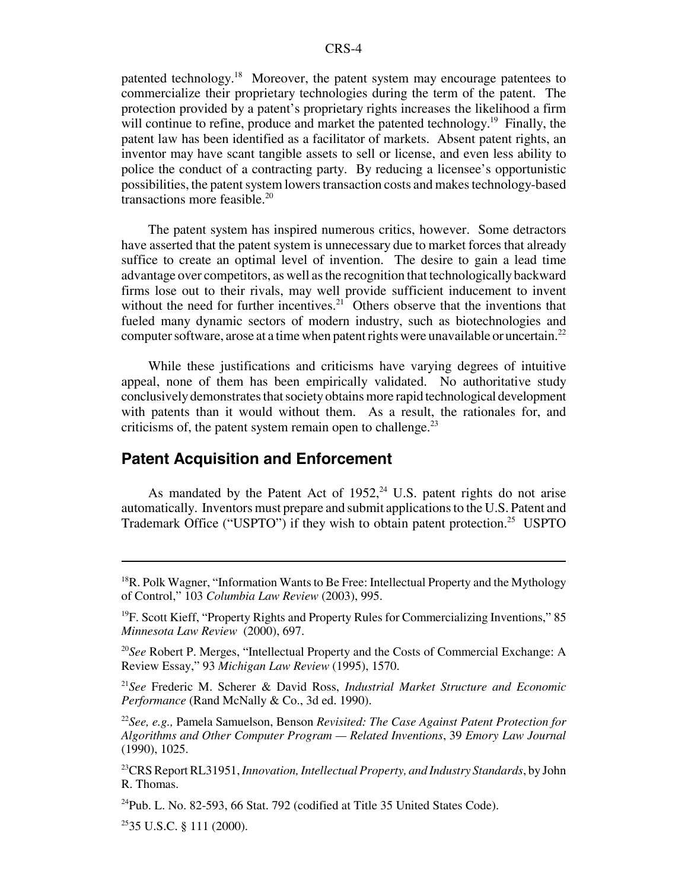patented technology.[18] Moreover, the patent system may encourage patentees to commercialize their proprietary technologies during the term of the patent. The protection provided by a patent's proprietary rights increases the likelihood a firm will continue to refine, produce and market the patented technology.[19] Finally, the patent law has been identified as a facilitator of markets. Absent patent rights, an inventor may have scant tangible assets to sell or license, and even less ability to police the conduct of a contracting party. By reducing a licensee's opportunistic possibilities, the patent system lowers transaction costs and makes technology-based transactions more feasible.[20]

The patent system has inspired numerous critics, however. Some detractors have asserted that the patent system is unnecessary due to market forces that already suffice to create an optimal level of invention. The desire to gain a lead time advantage over competitors, as well as the recognition that technologically backward firms lose out to their rivals, may well provide sufficient inducement to invent without the need for further incentives.[21] Others observe that the inventions that fueled many dynamic sectors of modern industry, such as biotechnologies and computer software, arose at a time when patent rights were unavailable or uncertain.[22]

While these justifications and criticisms have varying degrees of intuitive appeal, none of them has been empirically validated. No authoritative study conclusively demonstrates that society obtains more rapid technological development with patents than it would without them. As a result, the rationales for, and criticisms of, the patent system remain open to challenge.[23]

## Patent Acquisition and Enforcement

As mandated by the Patent Act of 1952,[24] U.S. patent rights do not arise automatically. Inventors must prepare and submit applications to the U.S. Patent and Trademark Office ("USPTO") if they wish to obtain patent protection.[25] USPTO

---

[18] R. Polk Wagner, "Information Wants to Be Free: Intellectual Property and the Mythology of Control," 103 *Columbia Law Review* (2003), 995.

[19] F. Scott Kieff, "Property Rights and Property Rules for Commercializing Inventions," 85 *Minnesota Law Review* (2000), 697.

[20] *See* Robert P. Merges, "Intellectual Property and the Costs of Commercial Exchange: A Review Essay," 93 *Michigan Law Review* (1995), 1570.

[21] *See* Frederic M. Scherer & David Ross, *Industrial Market Structure and Economic Performance* (Rand McNally & Co., 3d ed. 1990).

[22] *See, e.g.,* Pamela Samuelson, Benson *Revisited: The Case Against Patent Protection for Algorithms and Other Computer Program — Related Inventions*, 39 *Emory Law Journal* (1990), 1025.

[23] CRS Report RL31951, *Innovation, Intellectual Property, and Industry Standards*, by John R. Thomas.

[24] Pub. L. No. 82-593, 66 Stat. 792 (codified at Title 35 United States Code).

[25] 35 U.S.C. § 111 (2000).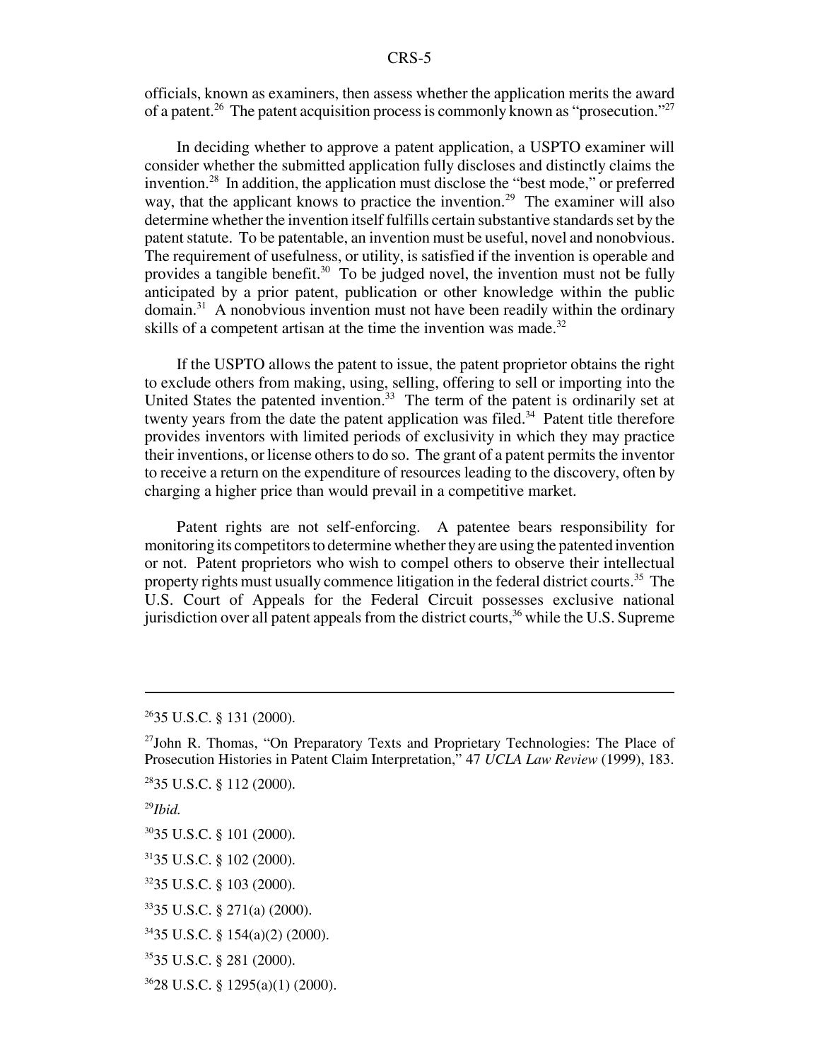officials, known as examiners, then assess whether the application merits the award of a patent.[26] The patent acquisition process is commonly known as "prosecution."[27]

In deciding whether to approve a patent application, a USPTO examiner will consider whether the submitted application fully discloses and distinctly claims the invention.[28] In addition, the application must disclose the "best mode," or preferred way, that the applicant knows to practice the invention.[29] The examiner will also determine whether the invention itself fulfills certain substantive standards set by the patent statute. To be patentable, an invention must be useful, novel and nonobvious. The requirement of usefulness, or utility, is satisfied if the invention is operable and provides a tangible benefit.[30] To be judged novel, the invention must not be fully anticipated by a prior patent, publication or other knowledge within the public domain.[31] A nonobvious invention must not have been readily within the ordinary skills of a competent artisan at the time the invention was made.[32]

If the USPTO allows the patent to issue, the patent proprietor obtains the right to exclude others from making, using, selling, offering to sell or importing into the United States the patented invention.[33] The term of the patent is ordinarily set at twenty years from the date the patent application was filed.[34] Patent title therefore provides inventors with limited periods of exclusivity in which they may practice their inventions, or license others to do so. The grant of a patent permits the inventor to receive a return on the expenditure of resources leading to the discovery, often by charging a higher price than would prevail in a competitive market.

Patent rights are not self-enforcing. A patentee bears responsibility for monitoring its competitors to determine whether they are using the patented invention or not. Patent proprietors who wish to compel others to observe their intellectual property rights must usually commence litigation in the federal district courts.[35] The U.S. Court of Appeals for the Federal Circuit possesses exclusive national jurisdiction over all patent appeals from the district courts,[36] while the U.S. Supreme

---

[26] 35 U.S.C. § 131 (2000).

[27] John R. Thomas, "On Preparatory Texts and Proprietary Technologies: The Place of Prosecution Histories in Patent Claim Interpretation," 47 *UCLA Law Review* (1999), 183.

[28] 35 U.S.C. § 112 (2000).

[29] *Ibid.*

[30] 35 U.S.C. § 101 (2000).

[31] 35 U.S.C. § 102 (2000).

[32] 35 U.S.C. § 103 (2000).

[33] 35 U.S.C. § 271(a) (2000).

[34] 35 U.S.C. § 154(a)(2) (2000).

[35] 35 U.S.C. § 281 (2000).

[36] 28 U.S.C. § 1295(a)(1) (2000).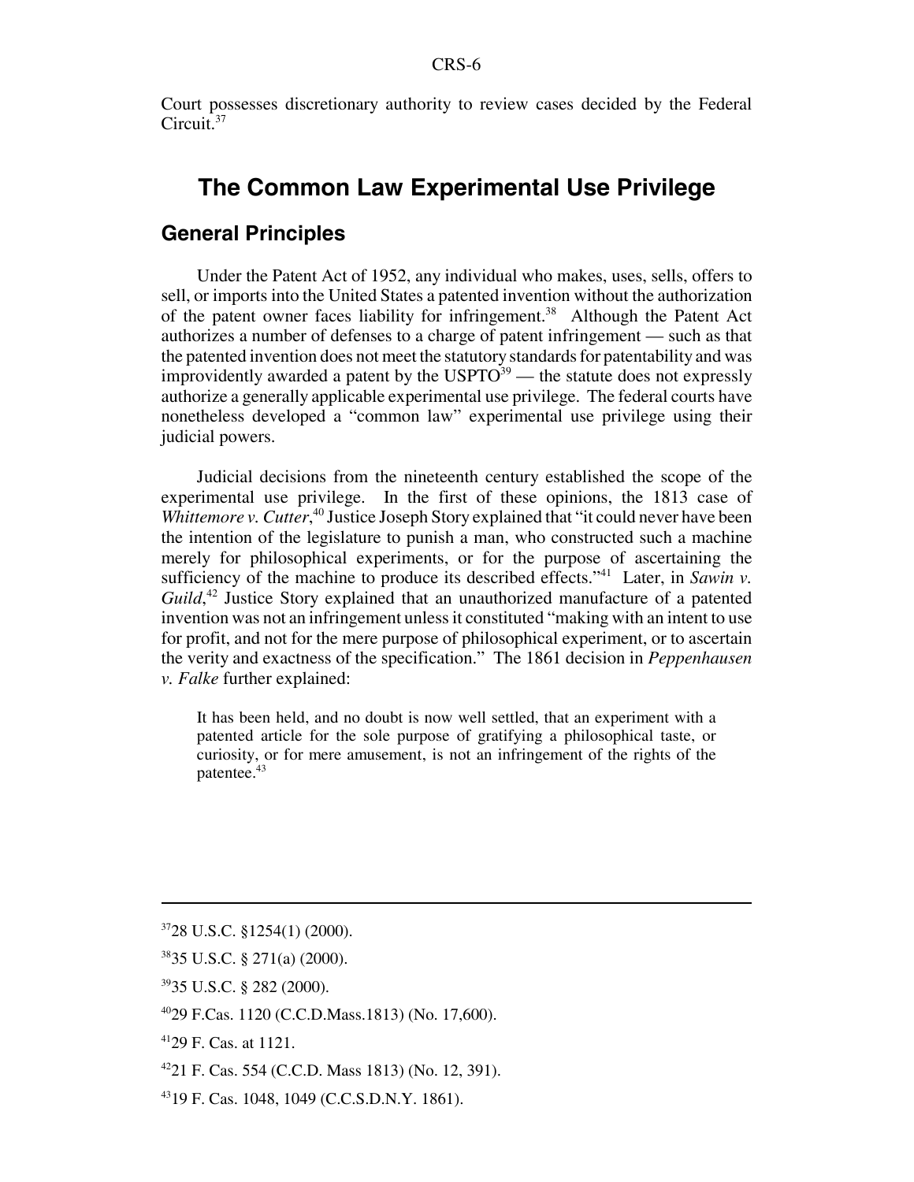Court possesses discretionary authority to review cases decided by the Federal Circuit.[37]

## The Common Law Experimental Use Privilege

### General Principles

Under the Patent Act of 1952, any individual who makes, uses, sells, offers to sell, or imports into the United States a patented invention without the authorization of the patent owner faces liability for infringement.[38] Although the Patent Act authorizes a number of defenses to a charge of patent infringement — such as that the patented invention does not meet the statutory standards for patentability and was improvidently awarded a patent by the USPTO[39] — the statute does not expressly authorize a generally applicable experimental use privilege. The federal courts have nonetheless developed a "common law" experimental use privilege using their judicial powers.

Judicial decisions from the nineteenth century established the scope of the experimental use privilege. In the first of these opinions, the 1813 case of *Whittemore v. Cutter*,[40] Justice Joseph Story explained that "it could never have been the intention of the legislature to punish a man, who constructed such a machine merely for philosophical experiments, or for the purpose of ascertaining the sufficiency of the machine to produce its described effects."[41] Later, in *Sawin v. Guild*,[42] Justice Story explained that an unauthorized manufacture of a patented invention was not an infringement unless it constituted "making with an intent to use for profit, and not for the mere purpose of philosophical experiment, or to ascertain the verity and exactness of the specification." The 1861 decision in *Peppenhausen v. Falke* further explained:

> It has been held, and no doubt is now well settled, that an experiment with a patented article for the sole purpose of gratifying a philosophical taste, or curiosity, or for mere amusement, is not an infringement of the rights of the patentee.[43]

---

[37] 28 U.S.C. §1254(1) (2000).

[38] 35 U.S.C. § 271(a) (2000).

[39] 35 U.S.C. § 282 (2000).

[40] 29 F.Cas. 1120 (C.C.D.Mass.1813) (No. 17,600).

[41] 29 F. Cas. at 1121.

[42] 21 F. Cas. 554 (C.C.D. Mass 1813) (No. 12, 391).

[43] 19 F. Cas. 1048, 1049 (C.C.S.D.N.Y. 1861).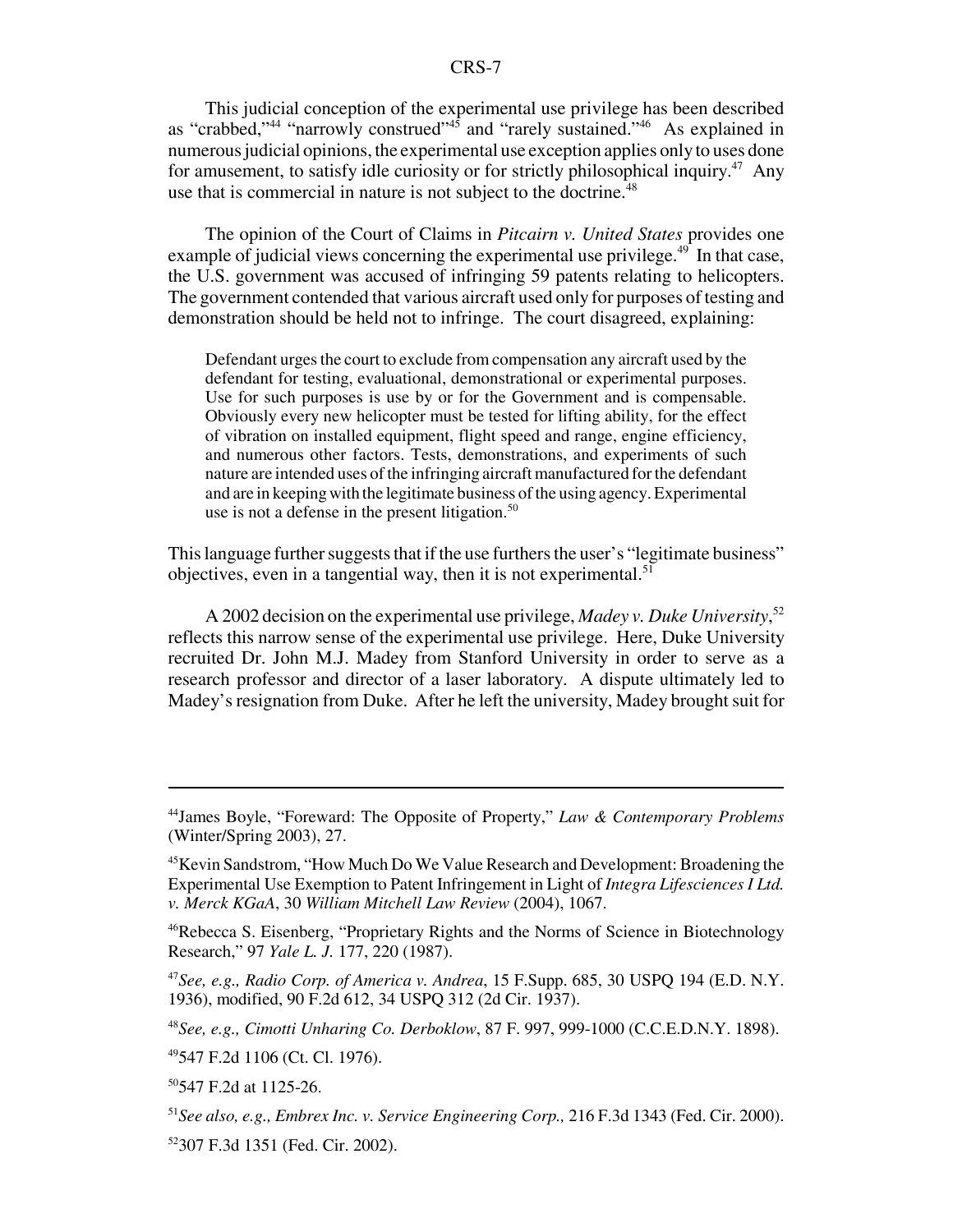This judicial conception of the experimental use privilege has been described as "crabbed,"[44] "narrowly construed"[45] and "rarely sustained."[46] As explained in numerous judicial opinions, the experimental use exception applies only to uses done for amusement, to satisfy idle curiosity or for strictly philosophical inquiry.[47] Any use that is commercial in nature is not subject to the doctrine.[48]

The opinion of the Court of Claims in *Pitcairn v. United States* provides one example of judicial views concerning the experimental use privilege.[49] In that case, the U.S. government was accused of infringing 59 patents relating to helicopters. The government contended that various aircraft used only for purposes of testing and demonstration should be held not to infringe. The court disagreed, explaining:

> Defendant urges the court to exclude from compensation any aircraft used by the defendant for testing, evaluational, demonstrational or experimental purposes. Use for such purposes is use by or for the Government and is compensable. Obviously every new helicopter must be tested for lifting ability, for the effect of vibration on installed equipment, flight speed and range, engine efficiency, and numerous other factors. Tests, demonstrations, and experiments of such nature are intended uses of the infringing aircraft manufactured for the defendant and are in keeping with the legitimate business of the using agency. Experimental use is not a defense in the present litigation.[50]

This language further suggests that if the use furthers the user's "legitimate business" objectives, even in a tangential way, then it is not experimental.[51]

A 2002 decision on the experimental use privilege, *Madey v. Duke University*,[52] reflects this narrow sense of the experimental use privilege. Here, Duke University recruited Dr. John M.J. Madey from Stanford University in order to serve as a research professor and director of a laser laboratory. A dispute ultimately led to Madey's resignation from Duke. After he left the university, Madey brought suit for

---

[44] James Boyle, "Foreward: The Opposite of Property," *Law & Contemporary Problems* (Winter/Spring 2003), 27.

[45] Kevin Sandstrom, "How Much Do We Value Research and Development: Broadening the Experimental Use Exemption to Patent Infringement in Light of *Integra Lifesciences I Ltd. v. Merck KGaA*, 30 *William Mitchell Law Review* (2004), 1067.

[46] Rebecca S. Eisenberg, "Proprietary Rights and the Norms of Science in Biotechnology Research," 97 *Yale L. J.* 177, 220 (1987).

[47] *See, e.g., Radio Corp. of America v. Andrea*, 15 F.Supp. 685, 30 USPQ 194 (E.D. N.Y. 1936), modified, 90 F.2d 612, 34 USPQ 312 (2d Cir. 1937).

[48] *See, e.g., Cimotti Unharing Co. Derboklow*, 87 F. 997, 999-1000 (C.C.E.D.N.Y. 1898).

[49] 547 F.2d 1106 (Ct. Cl. 1976).

[50] 547 F.2d at 1125-26.

[51] *See also, e.g., Embrex Inc. v. Service Engineering Corp.,* 216 F.3d 1343 (Fed. Cir. 2000).

[52] 307 F.3d 1351 (Fed. Cir. 2002).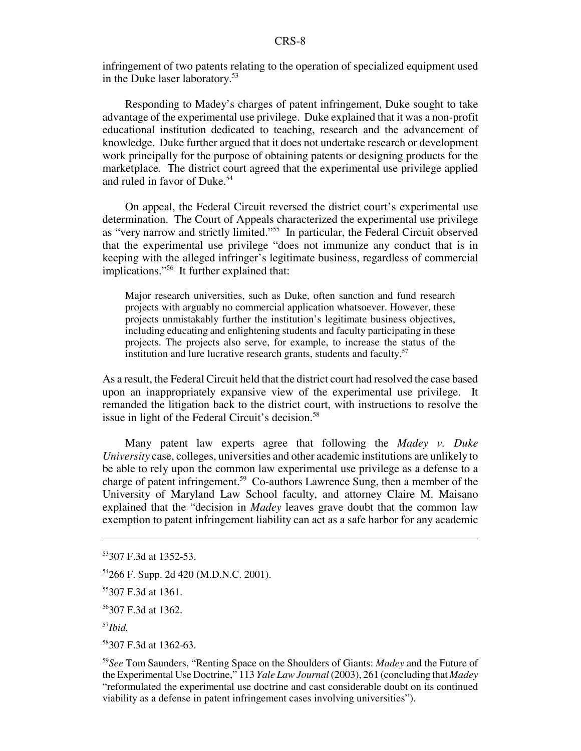infringement of two patents relating to the operation of specialized equipment used in the Duke laser laboratory.[53]

Responding to Madey's charges of patent infringement, Duke sought to take advantage of the experimental use privilege. Duke explained that it was a non-profit educational institution dedicated to teaching, research and the advancement of knowledge. Duke further argued that it does not undertake research or development work principally for the purpose of obtaining patents or designing products for the marketplace. The district court agreed that the experimental use privilege applied and ruled in favor of Duke.[54]

On appeal, the Federal Circuit reversed the district court's experimental use determination. The Court of Appeals characterized the experimental use privilege as "very narrow and strictly limited."[55] In particular, the Federal Circuit observed that the experimental use privilege "does not immunize any conduct that is in keeping with the alleged infringer's legitimate business, regardless of commercial implications."[56] It further explained that:

> Major research universities, such as Duke, often sanction and fund research projects with arguably no commercial application whatsoever. However, these projects unmistakably further the institution's legitimate business objectives, including educating and enlightening students and faculty participating in these projects. The projects also serve, for example, to increase the status of the institution and lure lucrative research grants, students and faculty.[57]

As a result, the Federal Circuit held that the district court had resolved the case based upon an inappropriately expansive view of the experimental use privilege. It remanded the litigation back to the district court, with instructions to resolve the issue in light of the Federal Circuit's decision.[58]

Many patent law experts agree that following the *Madey v. Duke University* case, colleges, universities and other academic institutions are unlikely to be able to rely upon the common law experimental use privilege as a defense to a charge of patent infringement.[59] Co-authors Lawrence Sung, then a member of the University of Maryland Law School faculty, and attorney Claire M. Maisano explained that the "decision in *Madey* leaves grave doubt that the common law exemption to patent infringement liability can act as a safe harbor for any academic

---

[53] 307 F.3d at 1352-53.

[54] 266 F. Supp. 2d 420 (M.D.N.C. 2001).

[55] 307 F.3d at 1361.

[56] 307 F.3d at 1362.

[57] *Ibid.*

[58] 307 F.3d at 1362-63.

[59] *See* Tom Saunders, "Renting Space on the Shoulders of Giants: *Madey* and the Future of the Experimental Use Doctrine," 113 *Yale Law Journal* (2003), 261 (concluding that *Madey* "reformulated the experimental use doctrine and cast considerable doubt on its continued viability as a defense in patent infringement cases involving universities").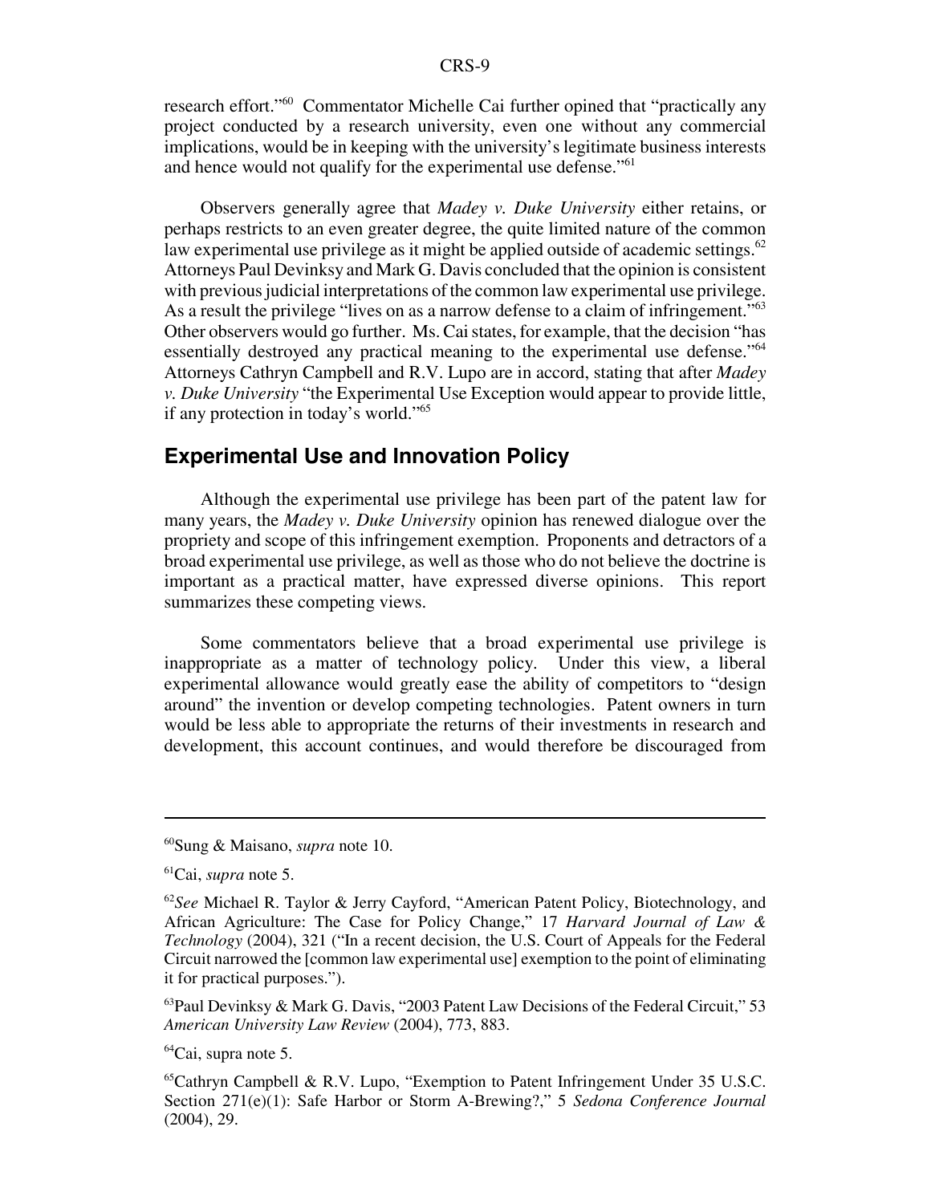research effort."[60] Commentator Michelle Cai further opined that "practically any project conducted by a research university, even one without any commercial implications, would be in keeping with the university's legitimate business interests and hence would not qualify for the experimental use defense."[61]

Observers generally agree that *Madey v. Duke University* either retains, or perhaps restricts to an even greater degree, the quite limited nature of the common law experimental use privilege as it might be applied outside of academic settings.[62] Attorneys Paul Devinksy and Mark G. Davis concluded that the opinion is consistent with previous judicial interpretations of the common law experimental use privilege. As a result the privilege "lives on as a narrow defense to a claim of infringement."[63] Other observers would go further. Ms. Cai states, for example, that the decision "has essentially destroyed any practical meaning to the experimental use defense."[64] Attorneys Cathryn Campbell and R.V. Lupo are in accord, stating that after *Madey v. Duke University* "the Experimental Use Exception would appear to provide little, if any protection in today's world."[65]

## Experimental Use and Innovation Policy

Although the experimental use privilege has been part of the patent law for many years, the *Madey v. Duke University* opinion has renewed dialogue over the propriety and scope of this infringement exemption. Proponents and detractors of a broad experimental use privilege, as well as those who do not believe the doctrine is important as a practical matter, have expressed diverse opinions. This report summarizes these competing views.

Some commentators believe that a broad experimental use privilege is inappropriate as a matter of technology policy. Under this view, a liberal experimental allowance would greatly ease the ability of competitors to "design around" the invention or develop competing technologies. Patent owners in turn would be less able to appropriate the returns of their investments in research and development, this account continues, and would therefore be discouraged from

---

[60] Sung & Maisano, *supra* note 10.

[61] Cai, *supra* note 5.

[62] *See* Michael R. Taylor & Jerry Cayford, "American Patent Policy, Biotechnology, and African Agriculture: The Case for Policy Change," 17 *Harvard Journal of Law & Technology* (2004), 321 ("In a recent decision, the U.S. Court of Appeals for the Federal Circuit narrowed the [common law experimental use] exemption to the point of eliminating it for practical purposes.").

[63] Paul Devinksy & Mark G. Davis, "2003 Patent Law Decisions of the Federal Circuit," 53 *American University Law Review* (2004), 773, 883.

[64] Cai, supra note 5.

[65] Cathryn Campbell & R.V. Lupo, "Exemption to Patent Infringement Under 35 U.S.C. Section 271(e)(1): Safe Harbor or Storm A-Brewing?," 5 *Sedona Conference Journal* (2004), 29.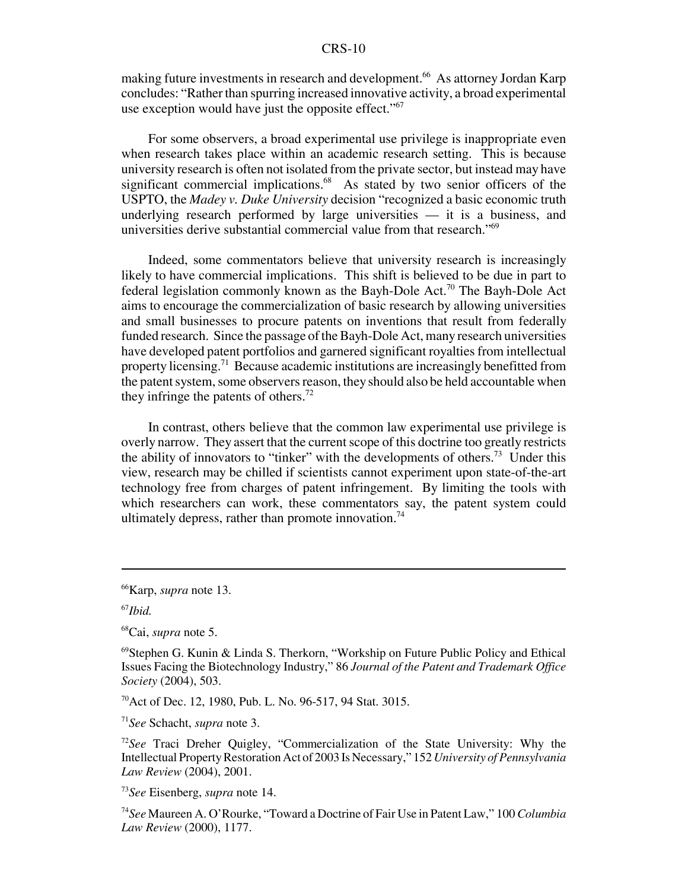making future investments in research and development.[66] As attorney Jordan Karp concludes: "Rather than spurring increased innovative activity, a broad experimental use exception would have just the opposite effect."[67]

For some observers, a broad experimental use privilege is inappropriate even when research takes place within an academic research setting. This is because university research is often not isolated from the private sector, but instead may have significant commercial implications.[68] As stated by two senior officers of the USPTO, the *Madey v. Duke University* decision "recognized a basic economic truth underlying research performed by large universities — it is a business, and universities derive substantial commercial value from that research."[69]

Indeed, some commentators believe that university research is increasingly likely to have commercial implications. This shift is believed to be due in part to federal legislation commonly known as the Bayh-Dole Act.[70] The Bayh-Dole Act aims to encourage the commercialization of basic research by allowing universities and small businesses to procure patents on inventions that result from federally funded research. Since the passage of the Bayh-Dole Act, many research universities have developed patent portfolios and garnered significant royalties from intellectual property licensing.[71] Because academic institutions are increasingly benefitted from the patent system, some observers reason, they should also be held accountable when they infringe the patents of others.[72]

In contrast, others believe that the common law experimental use privilege is overly narrow. They assert that the current scope of this doctrine too greatly restricts the ability of innovators to "tinker" with the developments of others.[73] Under this view, research may be chilled if scientists cannot experiment upon state-of-the-art technology free from charges of patent infringement. By limiting the tools with which researchers can work, these commentators say, the patent system could ultimately depress, rather than promote innovation.[74]

---

[66] Karp, *supra* note 13.

[67] *Ibid.*

[68] Cai, *supra* note 5.

[69] Stephen G. Kunin & Linda S. Therkorn, "Workship on Future Public Policy and Ethical Issues Facing the Biotechnology Industry," 86 *Journal of the Patent and Trademark Office Society* (2004), 503.

[70] Act of Dec. 12, 1980, Pub. L. No. 96-517, 94 Stat. 3015.

[71] *See* Schacht, *supra* note 3.

[72] *See* Traci Dreher Quigley, "Commercialization of the State University: Why the Intellectual Property Restoration Act of 2003 Is Necessary," 152 *University of Pennsylvania Law Review* (2004), 2001.

[73] *See* Eisenberg, *supra* note 14.

[74] *See* Maureen A. O'Rourke, "Toward a Doctrine of Fair Use in Patent Law," 100 *Columbia Law Review* (2000), 1177.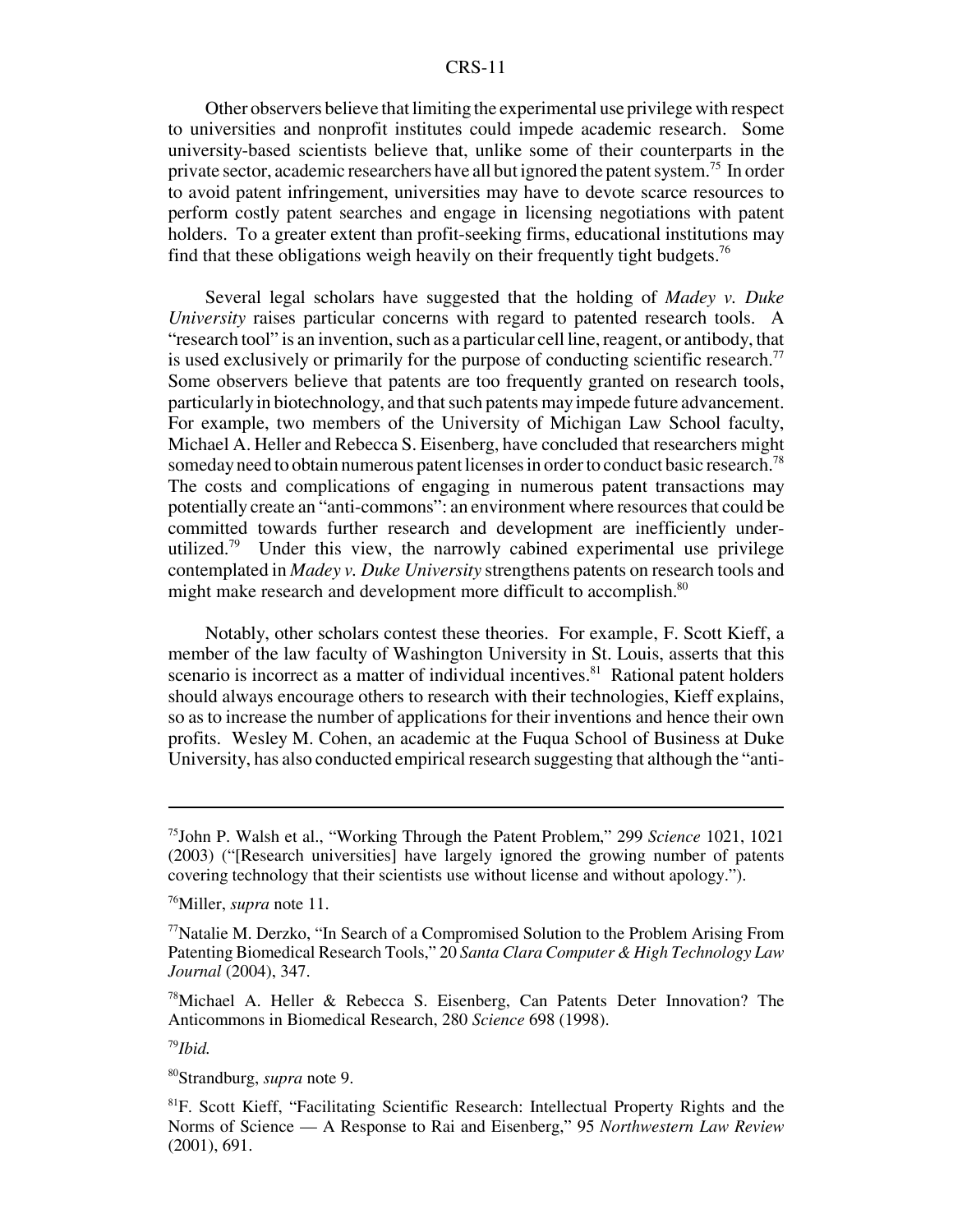Other observers believe that limiting the experimental use privilege with respect to universities and nonprofit institutes could impede academic research. Some university-based scientists believe that, unlike some of their counterparts in the private sector, academic researchers have all but ignored the patent system.[75] In order to avoid patent infringement, universities may have to devote scarce resources to perform costly patent searches and engage in licensing negotiations with patent holders. To a greater extent than profit-seeking firms, educational institutions may find that these obligations weigh heavily on their frequently tight budgets.[76]

Several legal scholars have suggested that the holding of *Madey v. Duke University* raises particular concerns with regard to patented research tools. A "research tool" is an invention, such as a particular cell line, reagent, or antibody, that is used exclusively or primarily for the purpose of conducting scientific research.[77] Some observers believe that patents are too frequently granted on research tools, particularly in biotechnology, and that such patents may impede future advancement. For example, two members of the University of Michigan Law School faculty, Michael A. Heller and Rebecca S. Eisenberg, have concluded that researchers might someday need to obtain numerous patent licenses in order to conduct basic research.[78] The costs and complications of engaging in numerous patent transactions may potentially create an "anti-commons": an environment where resources that could be committed towards further research and development are inefficiently under-utilized.[79] Under this view, the narrowly cabined experimental use privilege contemplated in *Madey v. Duke University* strengthens patents on research tools and might make research and development more difficult to accomplish.[80]

Notably, other scholars contest these theories. For example, F. Scott Kieff, a member of the law faculty of Washington University in St. Louis, asserts that this scenario is incorrect as a matter of individual incentives.[81] Rational patent holders should always encourage others to research with their technologies, Kieff explains, so as to increase the number of applications for their inventions and hence their own profits. Wesley M. Cohen, an academic at the Fuqua School of Business at Duke University, has also conducted empirical research suggesting that although the "anti-

---

[75] John P. Walsh et al., "Working Through the Patent Problem," 299 *Science* 1021, 1021 (2003) ("[Research universities] have largely ignored the growing number of patents covering technology that their scientists use without license and without apology.").

[76] Miller, *supra* note 11.

[77] Natalie M. Derzko, "In Search of a Compromised Solution to the Problem Arising From Patenting Biomedical Research Tools," 20 *Santa Clara Computer & High Technology Law Journal* (2004), 347.

[78] Michael A. Heller & Rebecca S. Eisenberg, Can Patents Deter Innovation? The Anticommons in Biomedical Research, 280 *Science* 698 (1998).

[79] *Ibid.*

[80] Strandburg, *supra* note 9.

[81] F. Scott Kieff, "Facilitating Scientific Research: Intellectual Property Rights and the Norms of Science — A Response to Rai and Eisenberg," 95 *Northwestern Law Review* (2001), 691.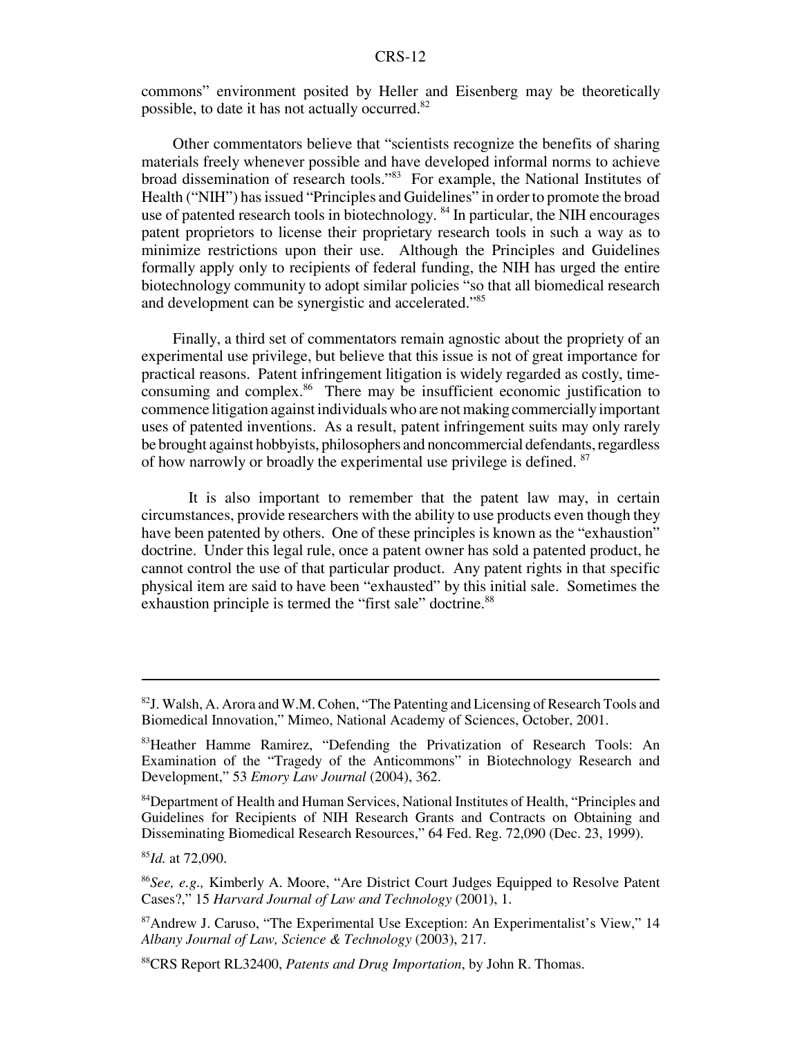commons" environment posited by Heller and Eisenberg may be theoretically possible, to date it has not actually occurred.[82]

Other commentators believe that "scientists recognize the benefits of sharing materials freely whenever possible and have developed informal norms to achieve broad dissemination of research tools."[83] For example, the National Institutes of Health ("NIH") has issued "Principles and Guidelines" in order to promote the broad use of patented research tools in biotechnology. [84] In particular, the NIH encourages patent proprietors to license their proprietary research tools in such a way as to minimize restrictions upon their use. Although the Principles and Guidelines formally apply only to recipients of federal funding, the NIH has urged the entire biotechnology community to adopt similar policies "so that all biomedical research and development can be synergistic and accelerated."[85]

Finally, a third set of commentators remain agnostic about the propriety of an experimental use privilege, but believe that this issue is not of great importance for practical reasons. Patent infringement litigation is widely regarded as costly, time-consuming and complex.[86] There may be insufficient economic justification to commence litigation against individuals who are not making commercially important uses of patented inventions. As a result, patent infringement suits may only rarely be brought against hobbyists, philosophers and noncommercial defendants, regardless of how narrowly or broadly the experimental use privilege is defined. [87]

It is also important to remember that the patent law may, in certain circumstances, provide researchers with the ability to use products even though they have been patented by others. One of these principles is known as the "exhaustion" doctrine. Under this legal rule, once a patent owner has sold a patented product, he cannot control the use of that particular product. Any patent rights in that specific physical item are said to have been "exhausted" by this initial sale. Sometimes the exhaustion principle is termed the "first sale" doctrine.[88]

---

[82] J. Walsh, A. Arora and W.M. Cohen, "The Patenting and Licensing of Research Tools and Biomedical Innovation," Mimeo, National Academy of Sciences, October, 2001.

[83] Heather Hamme Ramirez, "Defending the Privatization of Research Tools: An Examination of the "Tragedy of the Anticommons" in Biotechnology Research and Development," 53 *Emory Law Journal* (2004), 362.

[84] Department of Health and Human Services, National Institutes of Health, "Principles and Guidelines for Recipients of NIH Research Grants and Contracts on Obtaining and Disseminating Biomedical Research Resources," 64 Fed. Reg. 72,090 (Dec. 23, 1999).

[85] *Id.* at 72,090.

[86] *See, e.g.,* Kimberly A. Moore, "Are District Court Judges Equipped to Resolve Patent Cases?," 15 *Harvard Journal of Law and Technology* (2001), 1.

[87] Andrew J. Caruso, "The Experimental Use Exception: An Experimentalist's View," 14 *Albany Journal of Law, Science & Technology* (2003), 217.

[88] CRS Report RL32400, *Patents and Drug Importation*, by John R. Thomas.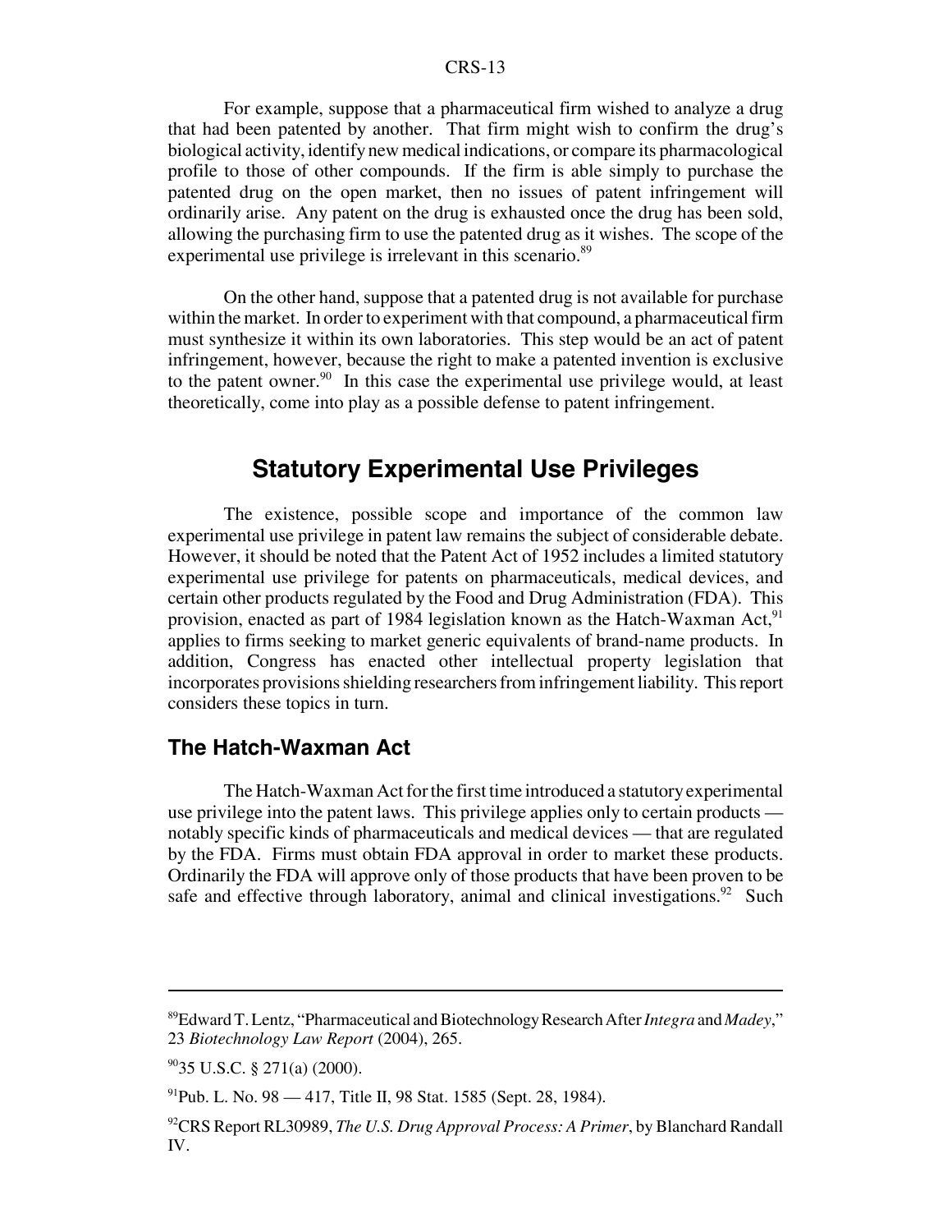For example, suppose that a pharmaceutical firm wished to analyze a drug that had been patented by another. That firm might wish to confirm the drug's biological activity, identify new medical indications, or compare its pharmacological profile to those of other compounds. If the firm is able simply to purchase the patented drug on the open market, then no issues of patent infringement will ordinarily arise. Any patent on the drug is exhausted once the drug has been sold, allowing the purchasing firm to use the patented drug as it wishes. The scope of the experimental use privilege is irrelevant in this scenario.[89]

On the other hand, suppose that a patented drug is not available for purchase within the market. In order to experiment with that compound, a pharmaceutical firm must synthesize it within its own laboratories. This step would be an act of patent infringement, however, because the right to make a patented invention is exclusive to the patent owner.[90] In this case the experimental use privilege would, at least theoretically, come into play as a possible defense to patent infringement.

## Statutory Experimental Use Privileges

The existence, possible scope and importance of the common law experimental use privilege in patent law remains the subject of considerable debate. However, it should be noted that the Patent Act of 1952 includes a limited statutory experimental use privilege for patents on pharmaceuticals, medical devices, and certain other products regulated by the Food and Drug Administration (FDA). This provision, enacted as part of 1984 legislation known as the Hatch-Waxman Act,[91] applies to firms seeking to market generic equivalents of brand-name products. In addition, Congress has enacted other intellectual property legislation that incorporates provisions shielding researchers from infringement liability. This report considers these topics in turn.

### The Hatch-Waxman Act

The Hatch-Waxman Act for the first time introduced a statutory experimental use privilege into the patent laws. This privilege applies only to certain products — notably specific kinds of pharmaceuticals and medical devices — that are regulated by the FDA. Firms must obtain FDA approval in order to market these products. Ordinarily the FDA will approve only of those products that have been proven to be safe and effective through laboratory, animal and clinical investigations.[92] Such

---

[89] Edward T. Lentz, "Pharmaceutical and Biotechnology Research After *Integra* and *Madey*," 23 *Biotechnology Law Report* (2004), 265.

[90] 35 U.S.C. § 271(a) (2000).

[91] Pub. L. No. 98 — 417, Title II, 98 Stat. 1585 (Sept. 28, 1984).

[92] CRS Report RL30989, *The U.S. Drug Approval Process: A Primer*, by Blanchard Randall IV.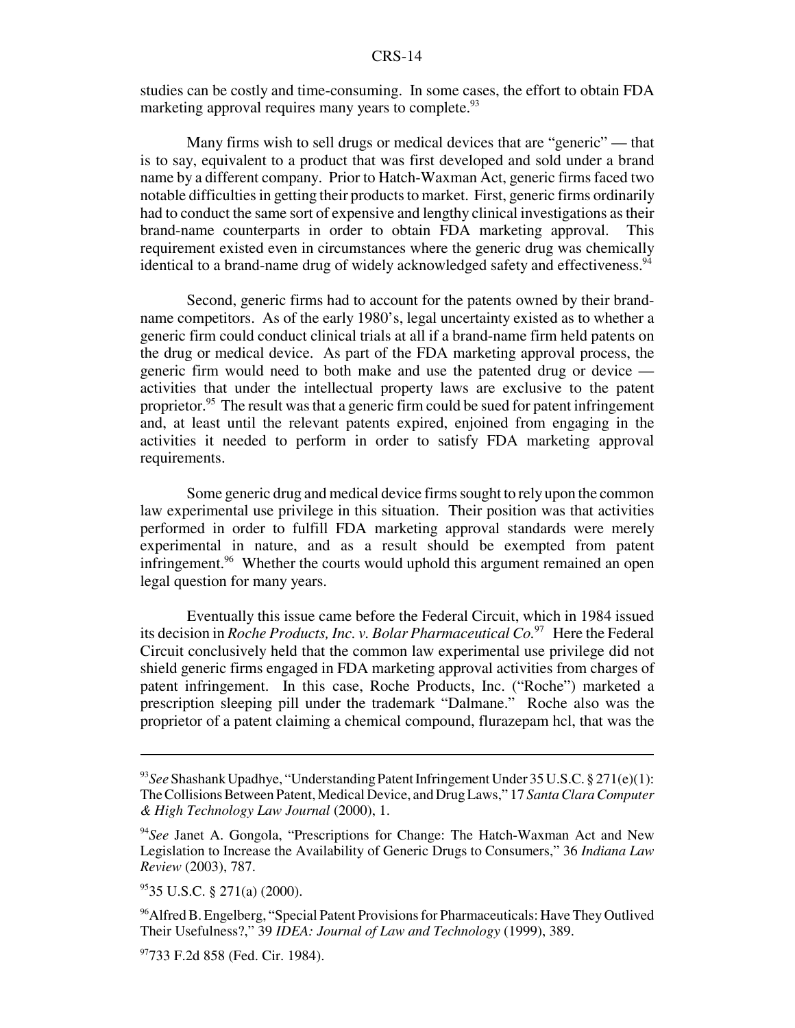studies can be costly and time-consuming. In some cases, the effort to obtain FDA marketing approval requires many years to complete.[93]

Many firms wish to sell drugs or medical devices that are "generic" — that is to say, equivalent to a product that was first developed and sold under a brand name by a different company. Prior to Hatch-Waxman Act, generic firms faced two notable difficulties in getting their products to market. First, generic firms ordinarily had to conduct the same sort of expensive and lengthy clinical investigations as their brand-name counterparts in order to obtain FDA marketing approval. This requirement existed even in circumstances where the generic drug was chemically identical to a brand-name drug of widely acknowledged safety and effectiveness.[94]

Second, generic firms had to account for the patents owned by their brand-name competitors. As of the early 1980's, legal uncertainty existed as to whether a generic firm could conduct clinical trials at all if a brand-name firm held patents on the drug or medical device. As part of the FDA marketing approval process, the generic firm would need to both make and use the patented drug or device — activities that under the intellectual property laws are exclusive to the patent proprietor.[95] The result was that a generic firm could be sued for patent infringement and, at least until the relevant patents expired, enjoined from engaging in the activities it needed to perform in order to satisfy FDA marketing approval requirements.

Some generic drug and medical device firms sought to rely upon the common law experimental use privilege in this situation. Their position was that activities performed in order to fulfill FDA marketing approval standards were merely experimental in nature, and as a result should be exempted from patent infringement.[96] Whether the courts would uphold this argument remained an open legal question for many years.

Eventually this issue came before the Federal Circuit, which in 1984 issued its decision in *Roche Products, Inc. v. Bolar Pharmaceutical Co.*[97] Here the Federal Circuit conclusively held that the common law experimental use privilege did not shield generic firms engaged in FDA marketing approval activities from charges of patent infringement. In this case, Roche Products, Inc. ("Roche") marketed a prescription sleeping pill under the trademark "Dalmane." Roche also was the proprietor of a patent claiming a chemical compound, flurazepam hcl, that was the

---

[93] *See* Shashank Upadhye, "Understanding Patent Infringement Under 35 U.S.C. § 271(e)(1): The Collisions Between Patent, Medical Device, and Drug Laws," 17 *Santa Clara Computer & High Technology Law Journal* (2000), 1.

[94] *See* Janet A. Gongola, "Prescriptions for Change: The Hatch-Waxman Act and New Legislation to Increase the Availability of Generic Drugs to Consumers," 36 *Indiana Law Review* (2003), 787.

[95] 35 U.S.C. § 271(a) (2000).

[96] Alfred B. Engelberg, "Special Patent Provisions for Pharmaceuticals: Have They Outlived Their Usefulness?," 39 *IDEA: Journal of Law and Technology* (1999), 389.

[97] 733 F.2d 858 (Fed. Cir. 1984).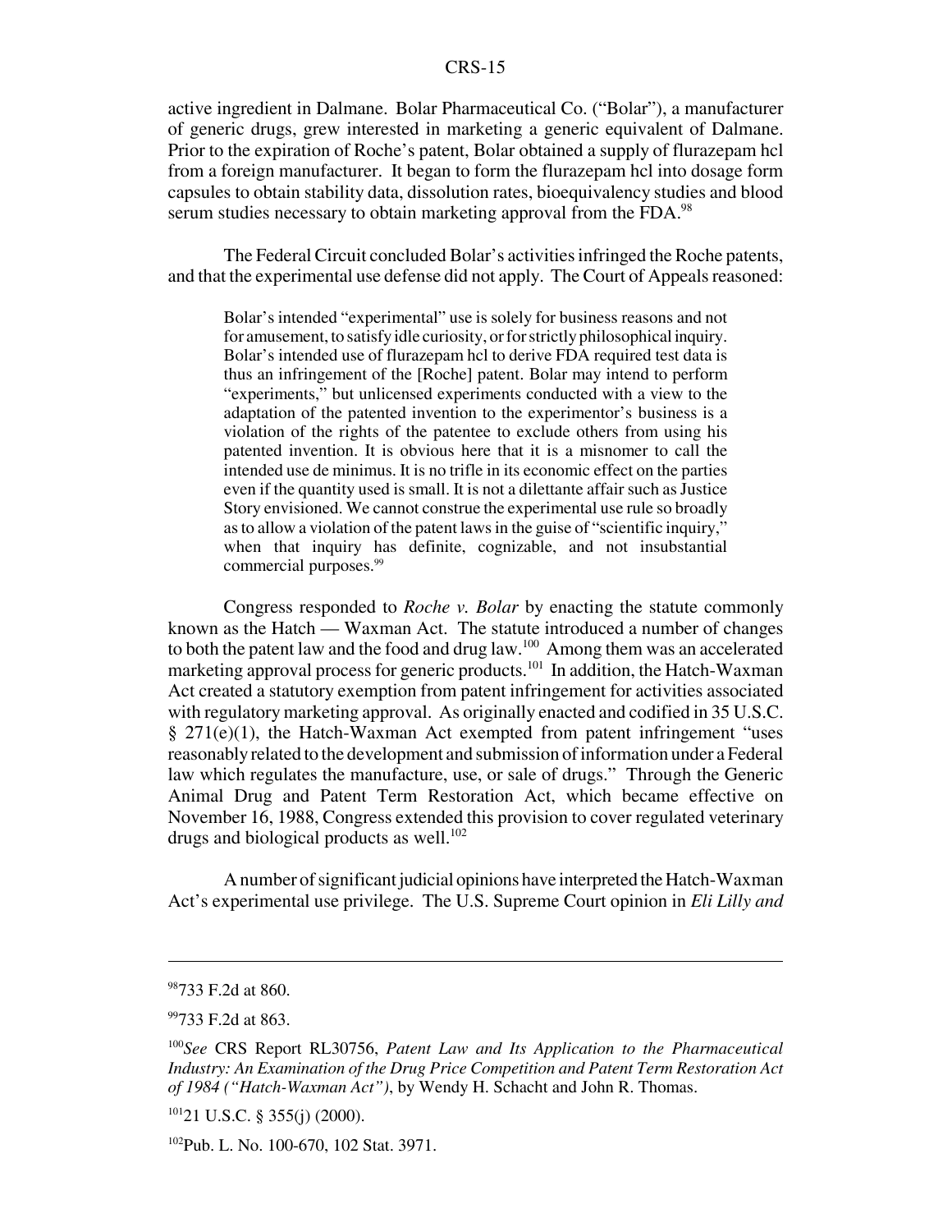active ingredient in Dalmane. Bolar Pharmaceutical Co. ("Bolar"), a manufacturer of generic drugs, grew interested in marketing a generic equivalent of Dalmane. Prior to the expiration of Roche's patent, Bolar obtained a supply of flurazepam hcl from a foreign manufacturer. It began to form the flurazepam hcl into dosage form capsules to obtain stability data, dissolution rates, bioequivalency studies and blood serum studies necessary to obtain marketing approval from the FDA.[98]

The Federal Circuit concluded Bolar's activities infringed the Roche patents, and that the experimental use defense did not apply. The Court of Appeals reasoned:

> Bolar's intended "experimental" use is solely for business reasons and not for amusement, to satisfy idle curiosity, or for strictly philosophical inquiry. Bolar's intended use of flurazepam hcl to derive FDA required test data is thus an infringement of the [Roche] patent. Bolar may intend to perform "experiments," but unlicensed experiments conducted with a view to the adaptation of the patented invention to the experimentor's business is a violation of the rights of the patentee to exclude others from using his patented invention. It is obvious here that it is a misnomer to call the intended use de minimus. It is no trifle in its economic effect on the parties even if the quantity used is small. It is not a dilettante affair such as Justice Story envisioned. We cannot construe the experimental use rule so broadly as to allow a violation of the patent laws in the guise of "scientific inquiry," when that inquiry has definite, cognizable, and not insubstantial commercial purposes.[99]

Congress responded to *Roche v. Bolar* by enacting the statute commonly known as the Hatch — Waxman Act. The statute introduced a number of changes to both the patent law and the food and drug law.[100] Among them was an accelerated marketing approval process for generic products.[101] In addition, the Hatch-Waxman Act created a statutory exemption from patent infringement for activities associated with regulatory marketing approval. As originally enacted and codified in 35 U.S.C. § 271(e)(1), the Hatch-Waxman Act exempted from patent infringement "uses reasonably related to the development and submission of information under a Federal law which regulates the manufacture, use, or sale of drugs." Through the Generic Animal Drug and Patent Term Restoration Act, which became effective on November 16, 1988, Congress extended this provision to cover regulated veterinary drugs and biological products as well.[102]

A number of significant judicial opinions have interpreted the Hatch-Waxman Act's experimental use privilege. The U.S. Supreme Court opinion in *Eli Lilly and*

---

[98] 733 F.2d at 860.

[99] 733 F.2d at 863.

[100] *See* CRS Report RL30756, *Patent Law and Its Application to the Pharmaceutical Industry: An Examination of the Drug Price Competition and Patent Term Restoration Act of 1984 ("Hatch-Waxman Act")*, by Wendy H. Schacht and John R. Thomas.

[101] 21 U.S.C. § 355(j) (2000).

[102] Pub. L. No. 100-670, 102 Stat. 3971.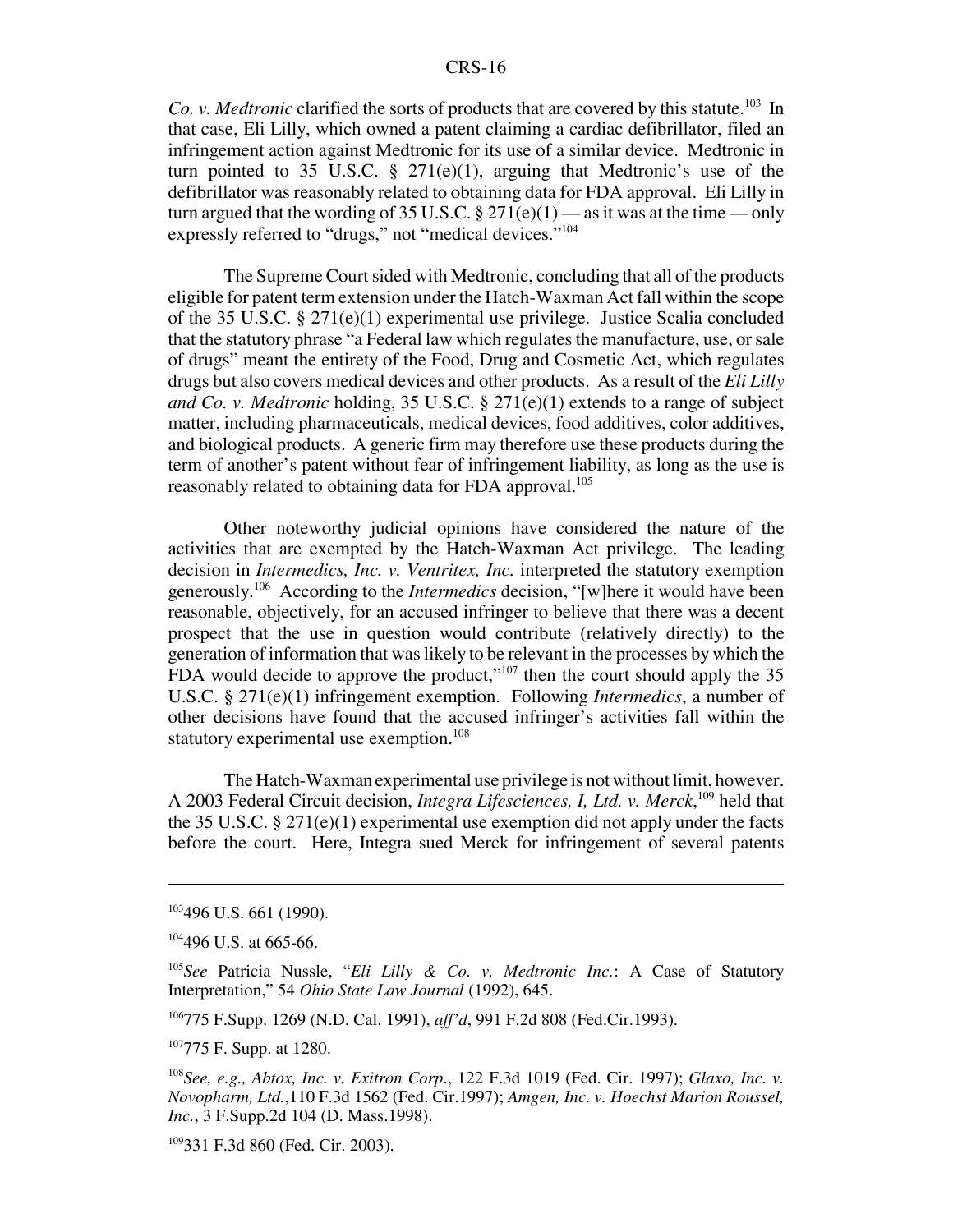*Co. v. Medtronic* clarified the sorts of products that are covered by this statute.[103] In that case, Eli Lilly, which owned a patent claiming a cardiac defibrillator, filed an infringement action against Medtronic for its use of a similar device. Medtronic in turn pointed to 35 U.S.C. § 271(e)(1), arguing that Medtronic's use of the defibrillator was reasonably related to obtaining data for FDA approval. Eli Lilly in turn argued that the wording of 35 U.S.C. § 271(e)(1) — as it was at the time — only expressly referred to "drugs," not "medical devices."[104]

The Supreme Court sided with Medtronic, concluding that all of the products eligible for patent term extension under the Hatch-Waxman Act fall within the scope of the 35 U.S.C. § 271(e)(1) experimental use privilege. Justice Scalia concluded that the statutory phrase "a Federal law which regulates the manufacture, use, or sale of drugs" meant the entirety of the Food, Drug and Cosmetic Act, which regulates drugs but also covers medical devices and other products. As a result of the *Eli Lilly and Co. v. Medtronic* holding, 35 U.S.C. § 271(e)(1) extends to a range of subject matter, including pharmaceuticals, medical devices, food additives, color additives, and biological products. A generic firm may therefore use these products during the term of another's patent without fear of infringement liability, as long as the use is reasonably related to obtaining data for FDA approval.[105]

Other noteworthy judicial opinions have considered the nature of the activities that are exempted by the Hatch-Waxman Act privilege. The leading decision in *Intermedics, Inc. v. Ventritex, Inc.* interpreted the statutory exemption generously.[106] According to the *Intermedics* decision, "[w]here it would have been reasonable, objectively, for an accused infringer to believe that there was a decent prospect that the use in question would contribute (relatively directly) to the generation of information that was likely to be relevant in the processes by which the FDA would decide to approve the product,"[107] then the court should apply the 35 U.S.C. § 271(e)(1) infringement exemption. Following *Intermedics*, a number of other decisions have found that the accused infringer's activities fall within the statutory experimental use exemption.[108]

The Hatch-Waxman experimental use privilege is not without limit, however. A 2003 Federal Circuit decision, *Integra Lifesciences, I, Ltd. v. Merck*,[109] held that the 35 U.S.C. § 271(e)(1) experimental use exemption did not apply under the facts before the court. Here, Integra sued Merck for infringement of several patents

---

[103] 496 U.S. 661 (1990).

[104] 496 U.S. at 665-66.

[105] *See* Patricia Nussle, "*Eli Lilly & Co. v. Medtronic Inc.*: A Case of Statutory Interpretation," 54 *Ohio State Law Journal* (1992), 645.

[106] 775 F.Supp. 1269 (N.D. Cal. 1991), *aff'd*, 991 F.2d 808 (Fed.Cir.1993).

[107] 775 F. Supp. at 1280.

[108] *See, e.g., Abtox, Inc. v. Exitron Corp.*, 122 F.3d 1019 (Fed. Cir. 1997); *Glaxo, Inc. v. Novopharm, Ltd.*,110 F.3d 1562 (Fed. Cir.1997); *Amgen, Inc. v. Hoechst Marion Roussel, Inc.*, 3 F.Supp.2d 104 (D. Mass.1998).

[109] 331 F.3d 860 (Fed. Cir. 2003).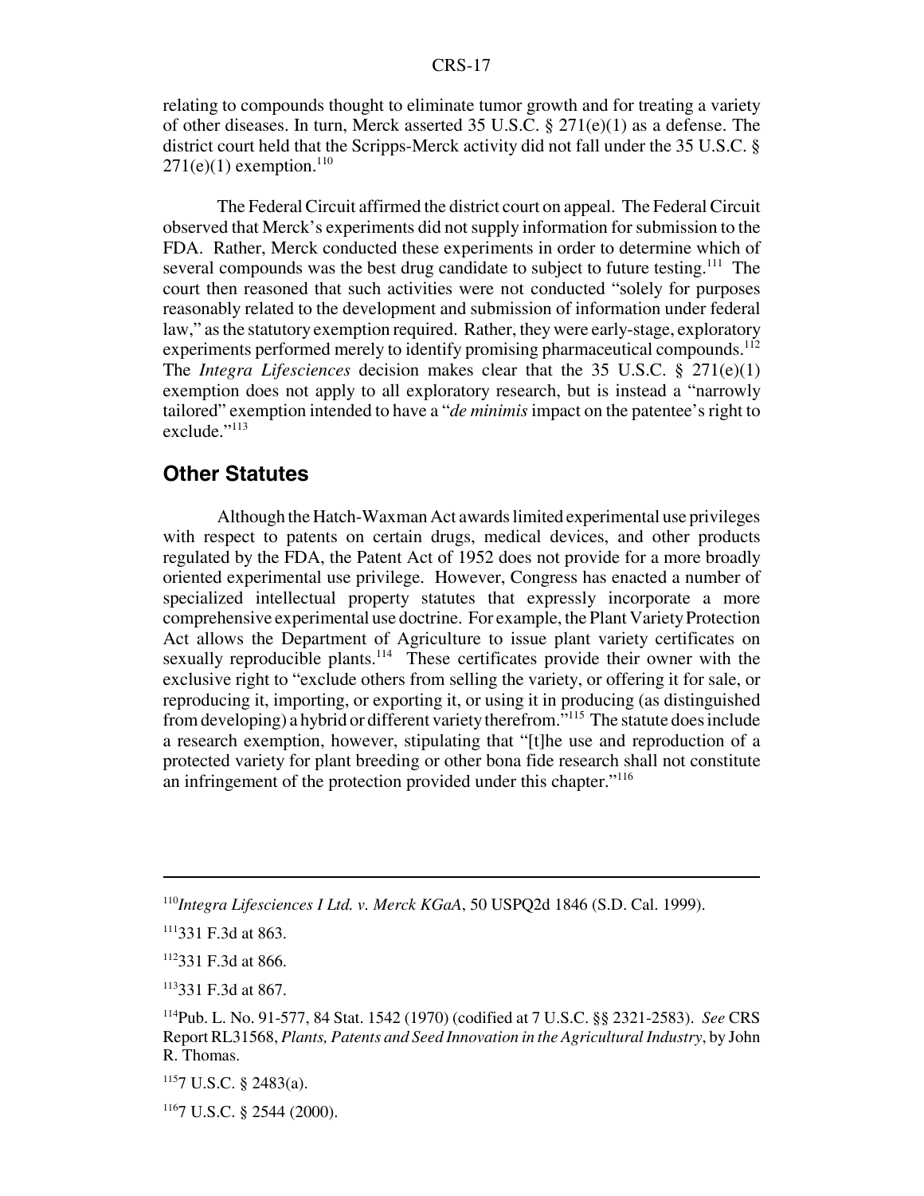relating to compounds thought to eliminate tumor growth and for treating a variety of other diseases. In turn, Merck asserted 35 U.S.C. § 271(e)(1) as a defense. The district court held that the Scripps-Merck activity did not fall under the 35 U.S.C. § 271(e)(1) exemption.[110]

The Federal Circuit affirmed the district court on appeal. The Federal Circuit observed that Merck's experiments did not supply information for submission to the FDA. Rather, Merck conducted these experiments in order to determine which of several compounds was the best drug candidate to subject to future testing.[111] The court then reasoned that such activities were not conducted "solely for purposes reasonably related to the development and submission of information under federal law," as the statutory exemption required. Rather, they were early-stage, exploratory experiments performed merely to identify promising pharmaceutical compounds.[112] The *Integra Lifesciences* decision makes clear that the 35 U.S.C. § 271(e)(1) exemption does not apply to all exploratory research, but is instead a "narrowly tailored" exemption intended to have a "*de minimis* impact on the patentee's right to exclude."[113]

## Other Statutes

Although the Hatch-Waxman Act awards limited experimental use privileges with respect to patents on certain drugs, medical devices, and other products regulated by the FDA, the Patent Act of 1952 does not provide for a more broadly oriented experimental use privilege. However, Congress has enacted a number of specialized intellectual property statutes that expressly incorporate a more comprehensive experimental use doctrine. For example, the Plant Variety Protection Act allows the Department of Agriculture to issue plant variety certificates on sexually reproducible plants.[114] These certificates provide their owner with the exclusive right to "exclude others from selling the variety, or offering it for sale, or reproducing it, importing, or exporting it, or using it in producing (as distinguished from developing) a hybrid or different variety therefrom."[115] The statute does include a research exemption, however, stipulating that "[t]he use and reproduction of a protected variety for plant breeding or other bona fide research shall not constitute an infringement of the protection provided under this chapter."[116]

---

[110] *Integra Lifesciences I Ltd. v. Merck KGaA*, 50 USPQ2d 1846 (S.D. Cal. 1999).

[111] 331 F.3d at 863.

[112] 331 F.3d at 866.

[113] 331 F.3d at 867.

[114] Pub. L. No. 91-577, 84 Stat. 1542 (1970) (codified at 7 U.S.C. §§ 2321-2583). *See* CRS Report RL31568, *Plants, Patents and Seed Innovation in the Agricultural Industry*, by John R. Thomas.

[115] 7 U.S.C. § 2483(a).

[116] 7 U.S.C. § 2544 (2000).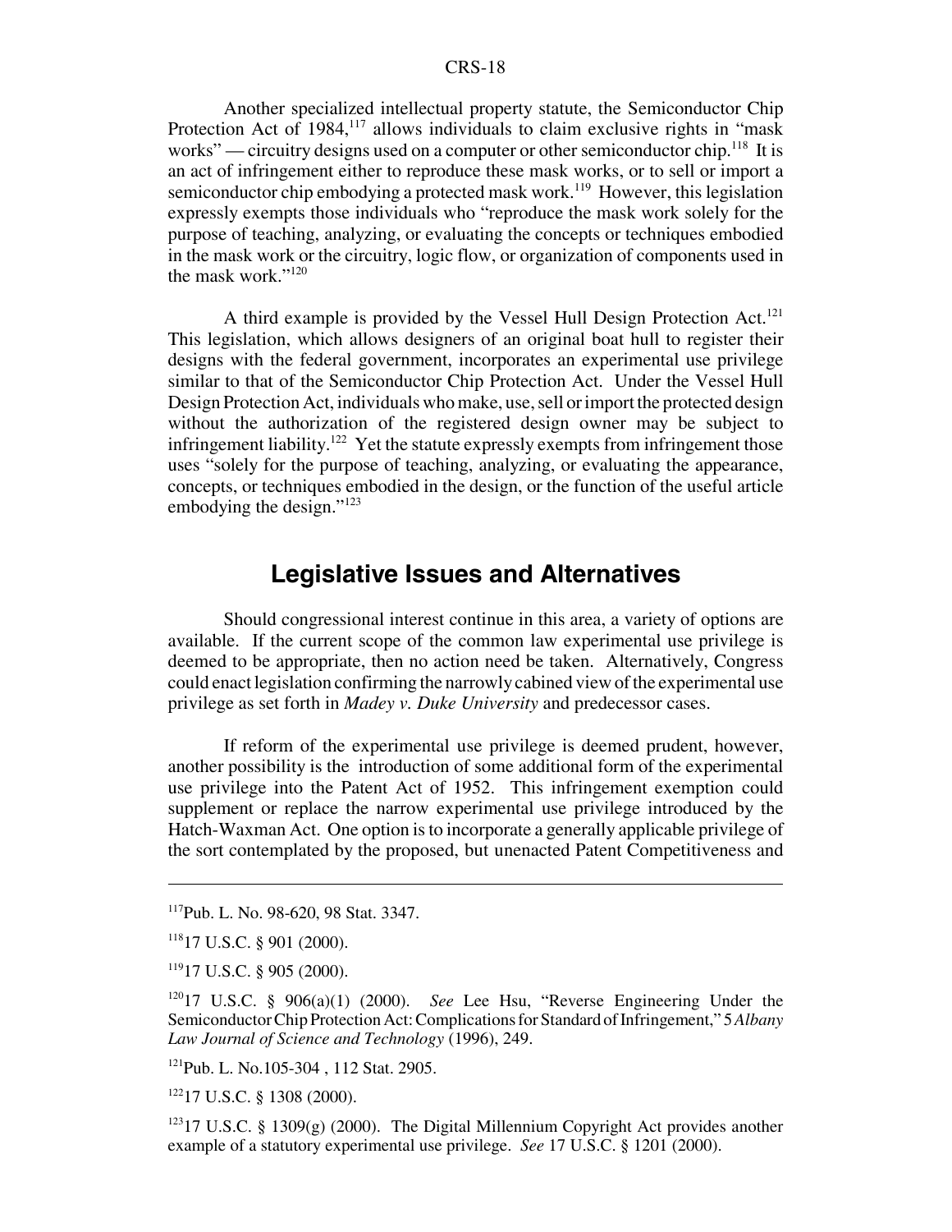Another specialized intellectual property statute, the Semiconductor Chip Protection Act of 1984,[117] allows individuals to claim exclusive rights in "mask works" — circuitry designs used on a computer or other semiconductor chip.[118] It is an act of infringement either to reproduce these mask works, or to sell or import a semiconductor chip embodying a protected mask work.[119] However, this legislation expressly exempts those individuals who "reproduce the mask work solely for the purpose of teaching, analyzing, or evaluating the concepts or techniques embodied in the mask work or the circuitry, logic flow, or organization of components used in the mask work."[120]

A third example is provided by the Vessel Hull Design Protection Act.[121] This legislation, which allows designers of an original boat hull to register their designs with the federal government, incorporates an experimental use privilege similar to that of the Semiconductor Chip Protection Act. Under the Vessel Hull Design Protection Act, individuals who make, use, sell or import the protected design without the authorization of the registered design owner may be subject to infringement liability.[122] Yet the statute expressly exempts from infringement those uses "solely for the purpose of teaching, analyzing, or evaluating the appearance, concepts, or techniques embodied in the design, or the function of the useful article embodying the design."[123]

## Legislative Issues and Alternatives

Should congressional interest continue in this area, a variety of options are available. If the current scope of the common law experimental use privilege is deemed to be appropriate, then no action need be taken. Alternatively, Congress could enact legislation confirming the narrowly cabined view of the experimental use privilege as set forth in *Madey v. Duke University* and predecessor cases.

If reform of the experimental use privilege is deemed prudent, however, another possibility is the introduction of some additional form of the experimental use privilege into the Patent Act of 1952. This infringement exemption could supplement or replace the narrow experimental use privilege introduced by the Hatch-Waxman Act. One option is to incorporate a generally applicable privilege of the sort contemplated by the proposed, but unenacted Patent Competitiveness and

---

[117] Pub. L. No. 98-620, 98 Stat. 3347.

[118] 17 U.S.C. § 901 (2000).

[119] 17 U.S.C. § 905 (2000).

[120] 17 U.S.C. § 906(a)(1) (2000). *See* Lee Hsu, "Reverse Engineering Under the Semiconductor Chip Protection Act: Complications for Standard of Infringement," 5 *Albany Law Journal of Science and Technology* (1996), 249.

[121] Pub. L. No.105-304 , 112 Stat. 2905.

[122] 17 U.S.C. § 1308 (2000).

[123] 17 U.S.C. § 1309(g) (2000). The Digital Millennium Copyright Act provides another example of a statutory experimental use privilege. *See* 17 U.S.C. § 1201 (2000).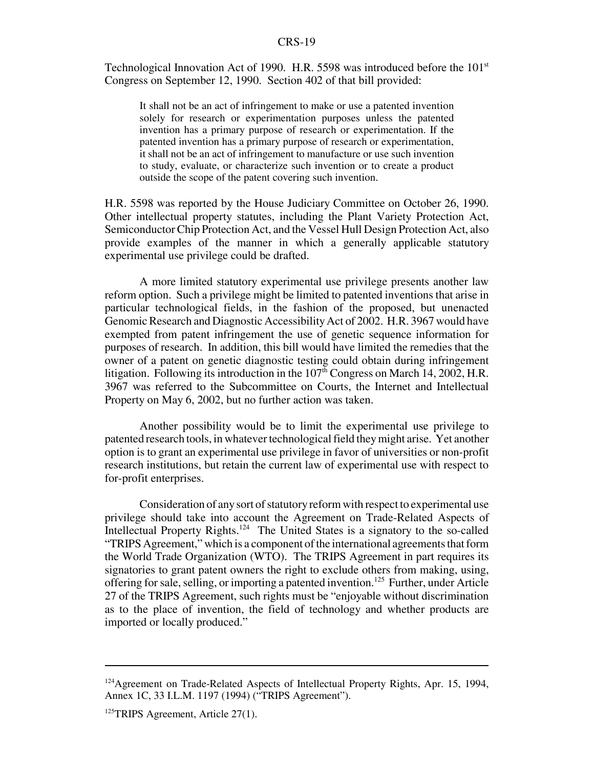Technological Innovation Act of 1990. H.R. 5598 was introduced before the 101st Congress on September 12, 1990. Section 402 of that bill provided:

> It shall not be an act of infringement to make or use a patented invention solely for research or experimentation purposes unless the patented invention has a primary purpose of research or experimentation. If the patented invention has a primary purpose of research or experimentation, it shall not be an act of infringement to manufacture or use such invention to study, evaluate, or characterize such invention or to create a product outside the scope of the patent covering such invention.

H.R. 5598 was reported by the House Judiciary Committee on October 26, 1990. Other intellectual property statutes, including the Plant Variety Protection Act, Semiconductor Chip Protection Act, and the Vessel Hull Design Protection Act, also provide examples of the manner in which a generally applicable statutory experimental use privilege could be drafted.

A more limited statutory experimental use privilege presents another law reform option. Such a privilege might be limited to patented inventions that arise in particular technological fields, in the fashion of the proposed, but unenacted Genomic Research and Diagnostic Accessibility Act of 2002. H.R. 3967 would have exempted from patent infringement the use of genetic sequence information for purposes of research. In addition, this bill would have limited the remedies that the owner of a patent on genetic diagnostic testing could obtain during infringement litigation. Following its introduction in the 107th Congress on March 14, 2002, H.R. 3967 was referred to the Subcommittee on Courts, the Internet and Intellectual Property on May 6, 2002, but no further action was taken.

Another possibility would be to limit the experimental use privilege to patented research tools, in whatever technological field they might arise. Yet another option is to grant an experimental use privilege in favor of universities or non-profit research institutions, but retain the current law of experimental use with respect to for-profit enterprises.

Consideration of any sort of statutory reform with respect to experimental use privilege should take into account the Agreement on Trade-Related Aspects of Intellectual Property Rights.[124] The United States is a signatory to the so-called "TRIPS Agreement," which is a component of the international agreements that form the World Trade Organization (WTO). The TRIPS Agreement in part requires its signatories to grant patent owners the right to exclude others from making, using, offering for sale, selling, or importing a patented invention.[125] Further, under Article 27 of the TRIPS Agreement, such rights must be "enjoyable without discrimination as to the place of invention, the field of technology and whether products are imported or locally produced."

---

[124] Agreement on Trade-Related Aspects of Intellectual Property Rights, Apr. 15, 1994, Annex 1C, 33 I.L.M. 1197 (1994) ("TRIPS Agreement").

[125] TRIPS Agreement, Article 27(1).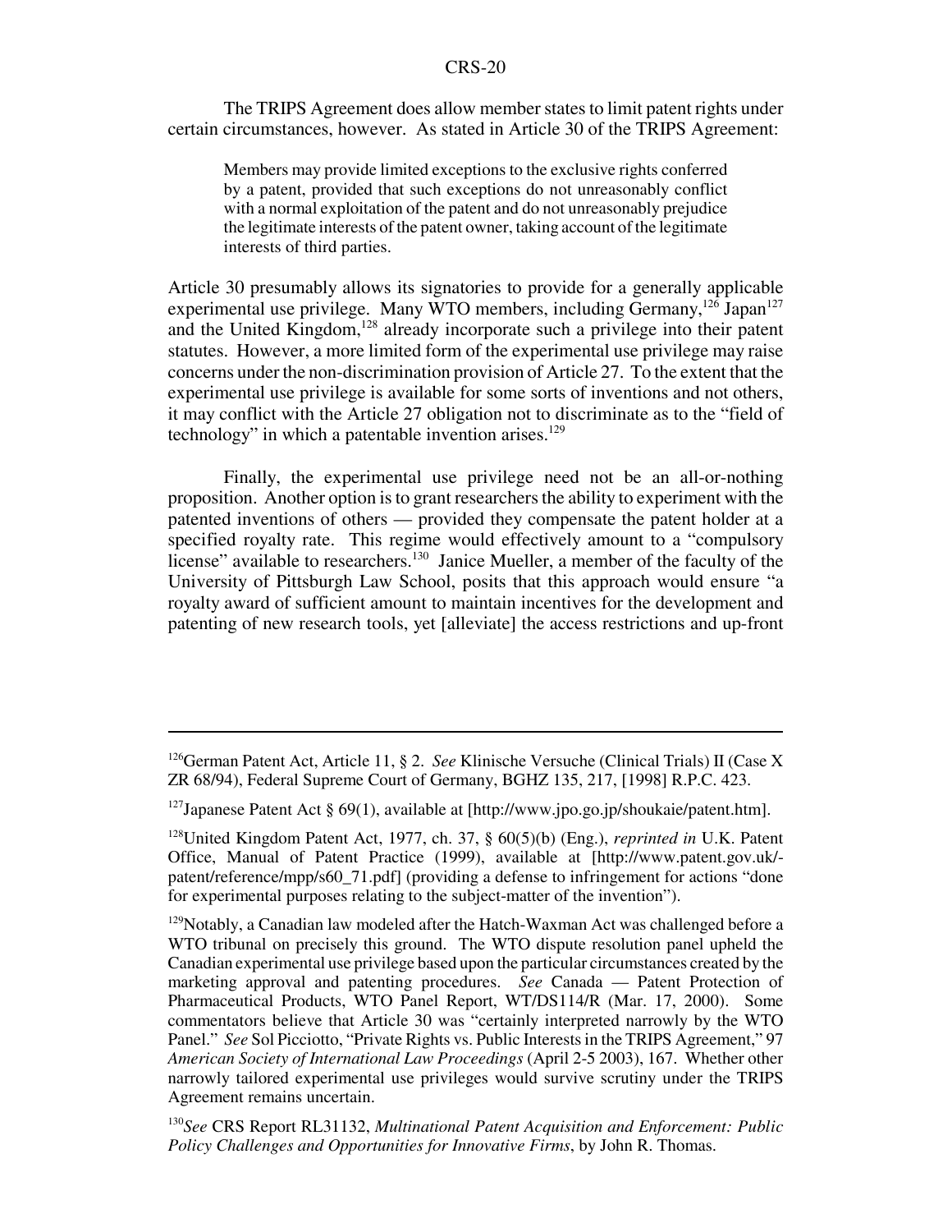The TRIPS Agreement does allow member states to limit patent rights under certain circumstances, however. As stated in Article 30 of the TRIPS Agreement:

> Members may provide limited exceptions to the exclusive rights conferred by a patent, provided that such exceptions do not unreasonably conflict with a normal exploitation of the patent and do not unreasonably prejudice the legitimate interests of the patent owner, taking account of the legitimate interests of third parties.

Article 30 presumably allows its signatories to provide for a generally applicable experimental use privilege. Many WTO members, including Germany,[126] Japan[127] and the United Kingdom,[128] already incorporate such a privilege into their patent statutes. However, a more limited form of the experimental use privilege may raise concerns under the non-discrimination provision of Article 27. To the extent that the experimental use privilege is available for some sorts of inventions and not others, it may conflict with the Article 27 obligation not to discriminate as to the "field of technology" in which a patentable invention arises.[129]

Finally, the experimental use privilege need not be an all-or-nothing proposition. Another option is to grant researchers the ability to experiment with the patented inventions of others — provided they compensate the patent holder at a specified royalty rate. This regime would effectively amount to a "compulsory license" available to researchers.[130] Janice Mueller, a member of the faculty of the University of Pittsburgh Law School, posits that this approach would ensure "a royalty award of sufficient amount to maintain incentives for the development and patenting of new research tools, yet [alleviate] the access restrictions and up-front

---

[126] German Patent Act, Article 11, § 2. *See* Klinische Versuche (Clinical Trials) II (Case X ZR 68/94), Federal Supreme Court of Germany, BGHZ 135, 217, [1998] R.P.C. 423.

[127] Japanese Patent Act § 69(1), available at [http://www.jpo.go.jp/shoukaie/patent.htm].

[128] United Kingdom Patent Act, 1977, ch. 37, § 60(5)(b) (Eng.), *reprinted in* U.K. Patent Office, Manual of Patent Practice (1999), available at [http://www.patent.gov.uk/-patent/reference/mpp/s60_71.pdf] (providing a defense to infringement for actions "done for experimental purposes relating to the subject-matter of the invention").

[129] Notably, a Canadian law modeled after the Hatch-Waxman Act was challenged before a WTO tribunal on precisely this ground. The WTO dispute resolution panel upheld the Canadian experimental use privilege based upon the particular circumstances created by the marketing approval and patenting procedures. *See* Canada — Patent Protection of Pharmaceutical Products, WTO Panel Report, WT/DS114/R (Mar. 17, 2000). Some commentators believe that Article 30 was "certainly interpreted narrowly by the WTO Panel." *See* Sol Picciotto, "Private Rights vs. Public Interests in the TRIPS Agreement," 97 *American Society of International Law Proceedings* (April 2-5 2003), 167. Whether other narrowly tailored experimental use privileges would survive scrutiny under the TRIPS Agreement remains uncertain.

[130] *See* CRS Report RL31132, *Multinational Patent Acquisition and Enforcement: Public Policy Challenges and Opportunities for Innovative Firms*, by John R. Thomas.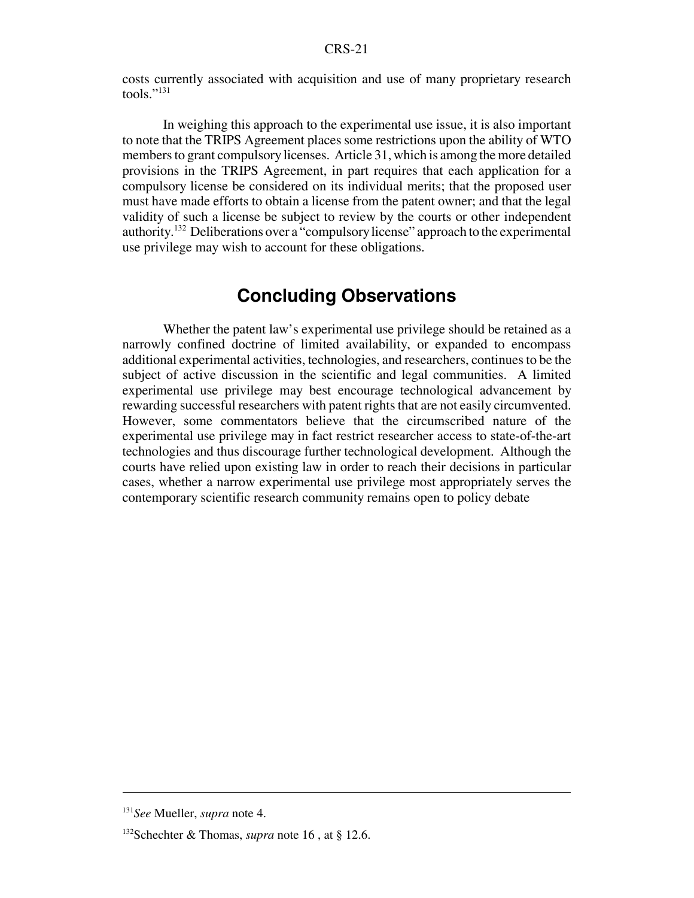costs currently associated with acquisition and use of many proprietary research tools."[131]

In weighing this approach to the experimental use issue, it is also important to note that the TRIPS Agreement places some restrictions upon the ability of WTO members to grant compulsory licenses. Article 31, which is among the more detailed provisions in the TRIPS Agreement, in part requires that each application for a compulsory license be considered on its individual merits; that the proposed user must have made efforts to obtain a license from the patent owner; and that the legal validity of such a license be subject to review by the courts or other independent authority.[132] Deliberations over a "compulsory license" approach to the experimental use privilege may wish to account for these obligations.

## Concluding Observations

Whether the patent law's experimental use privilege should be retained as a narrowly confined doctrine of limited availability, or expanded to encompass additional experimental activities, technologies, and researchers, continues to be the subject of active discussion in the scientific and legal communities. A limited experimental use privilege may best encourage technological advancement by rewarding successful researchers with patent rights that are not easily circumvented. However, some commentators believe that the circumscribed nature of the experimental use privilege may in fact restrict researcher access to state-of-the-art technologies and thus discourage further technological development. Although the courts have relied upon existing law in order to reach their decisions in particular cases, whether a narrow experimental use privilege most appropriately serves the contemporary scientific research community remains open to policy debate

---

[131] *See* Mueller, *supra* note 4.

[132] Schechter & Thomas, *supra* note 16 , at § 12.6.